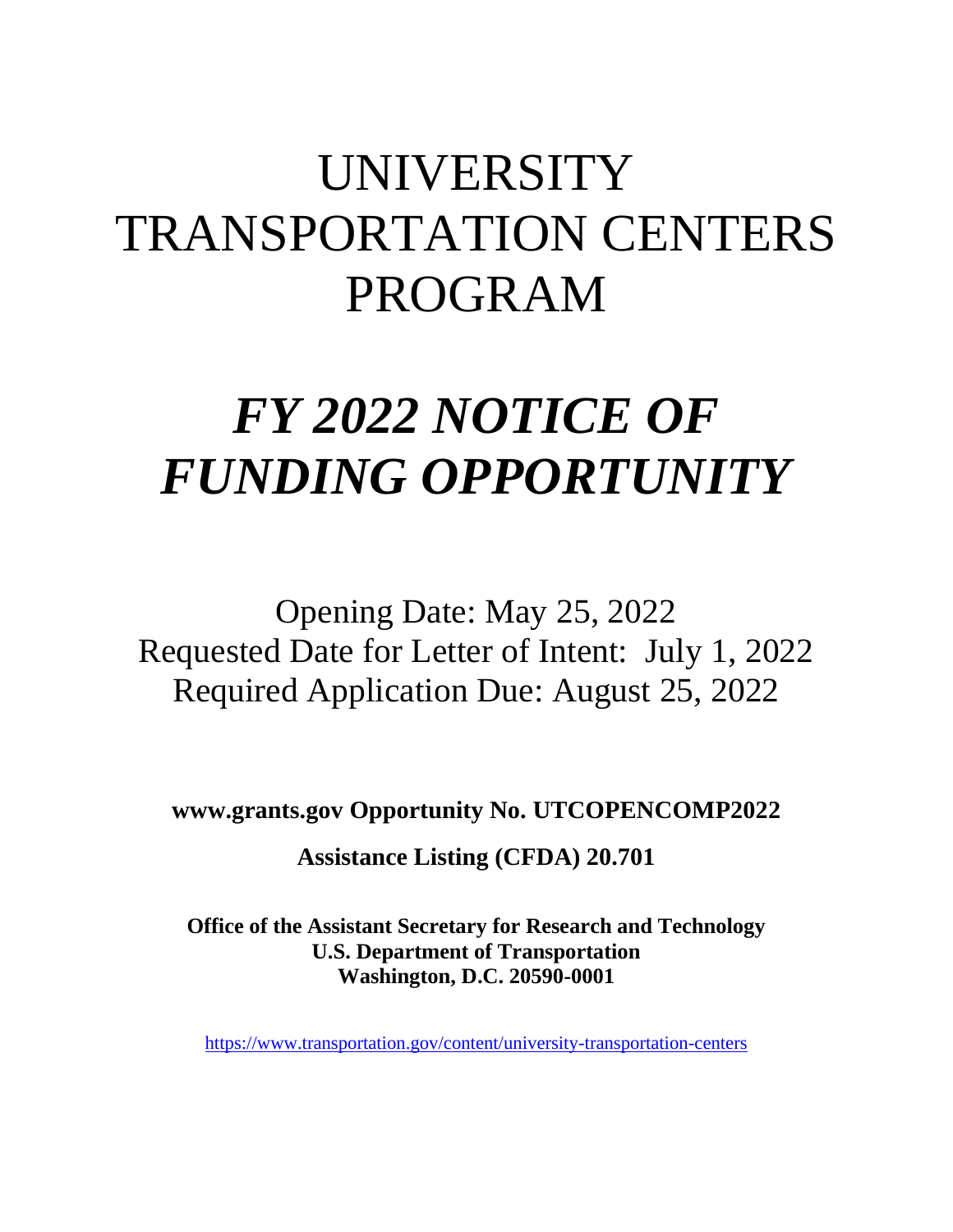# UNIVERSITY TRANSPORTATION CENTERS PROGRAM

# *FY 2022 NOTICE OF FUNDING OPPORTUNITY*

Opening Date: May 25, 2022
Requested Date for Letter of Intent: July 1, 2022
Required Application Due: August 25, 2022

**www.grants.gov Opportunity No. UTCOPENCOMP2022**

**Assistance Listing (CFDA) 20.701**

**Office of the Assistant Secretary for Research and Technology**
**U.S. Department of Transportation**
**Washington, D.C. 20590-0001**

https://www.transportation.gov/content/university-transportation-centers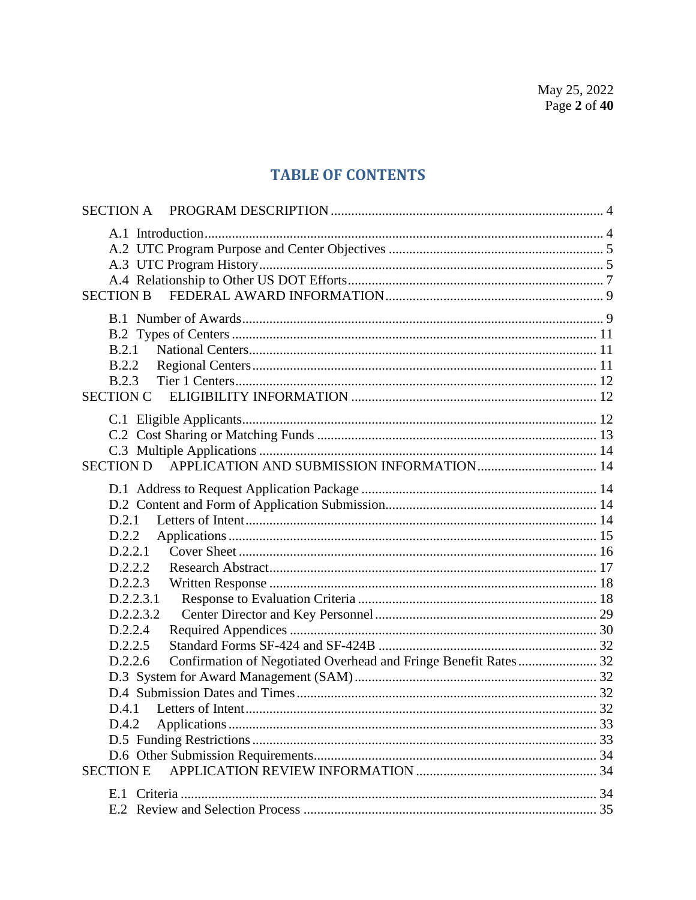## TABLE OF CONTENTS

SECTION A PROGRAM DESCRIPTION ........ 4

- A.1 Introduction ........ 4
- A.2 UTC Program Purpose and Center Objectives ........ 5
- A.3 UTC Program History ........ 5
- A.4 Relationship to Other US DOT Efforts ........ 7

SECTION B FEDERAL AWARD INFORMATION ........ 9

- B.1 Number of Awards ........ 9
- B.2 Types of Centers ........ 11
- B.2.1 National Centers ........ 11
- B.2.2 Regional Centers ........ 11
- B.2.3 Tier 1 Centers ........ 12

SECTION C ELIGIBILITY INFORMATION ........ 12

- C.1 Eligible Applicants ........ 12
- C.2 Cost Sharing or Matching Funds ........ 13
- C.3 Multiple Applications ........ 14

SECTION D APPLICATION AND SUBMISSION INFORMATION ........ 14

- D.1 Address to Request Application Package ........ 14
- D.2 Content and Form of Application Submission ........ 14
- D.2.1 Letters of Intent ........ 14
- D.2.2 Applications ........ 15
- D.2.2.1 Cover Sheet ........ 16
- D.2.2.2 Research Abstract ........ 17
- D.2.2.3 Written Response ........ 18
- D.2.2.3.1 Response to Evaluation Criteria ........ 18
- D.2.2.3.2 Center Director and Key Personnel ........ 29
- D.2.2.4 Required Appendices ........ 30
- D.2.2.5 Standard Forms SF-424 and SF-424B ........ 32
- D.2.2.6 Confirmation of Negotiated Overhead and Fringe Benefit Rates ........ 32
- D.3 System for Award Management (SAM) ........ 32
- D.4 Submission Dates and Times ........ 32
- D.4.1 Letters of Intent ........ 32
- D.4.2 Applications ........ 33
- D.5 Funding Restrictions ........ 33
- D.6 Other Submission Requirements ........ 34

SECTION E APPLICATION REVIEW INFORMATION ........ 34

- E.1 Criteria ........ 34
- E.2 Review and Selection Process ........ 35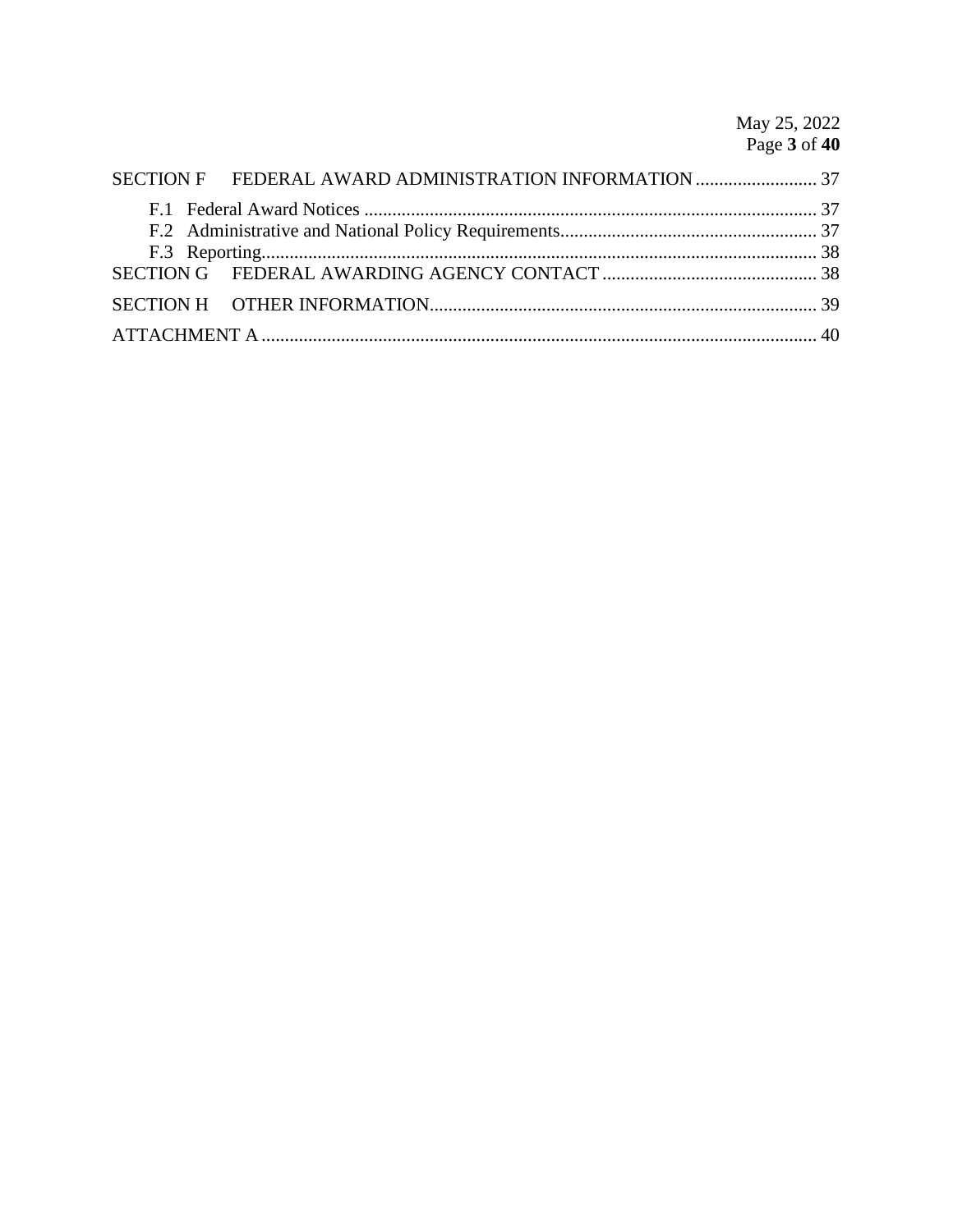SECTION F FEDERAL AWARD ADMINISTRATION INFORMATION .......................... 37

- F.1 Federal Award Notices ................................................................................................ 37
- F.2 Administrative and National Policy Requirements...................................................... 37
- F.3 Reporting..................................................................................................................... 38

SECTION G FEDERAL AWARDING AGENCY CONTACT ............................................. 38

SECTION H OTHER INFORMATION.................................................................................. 39

ATTACHMENT A ..................................................................................................................... 40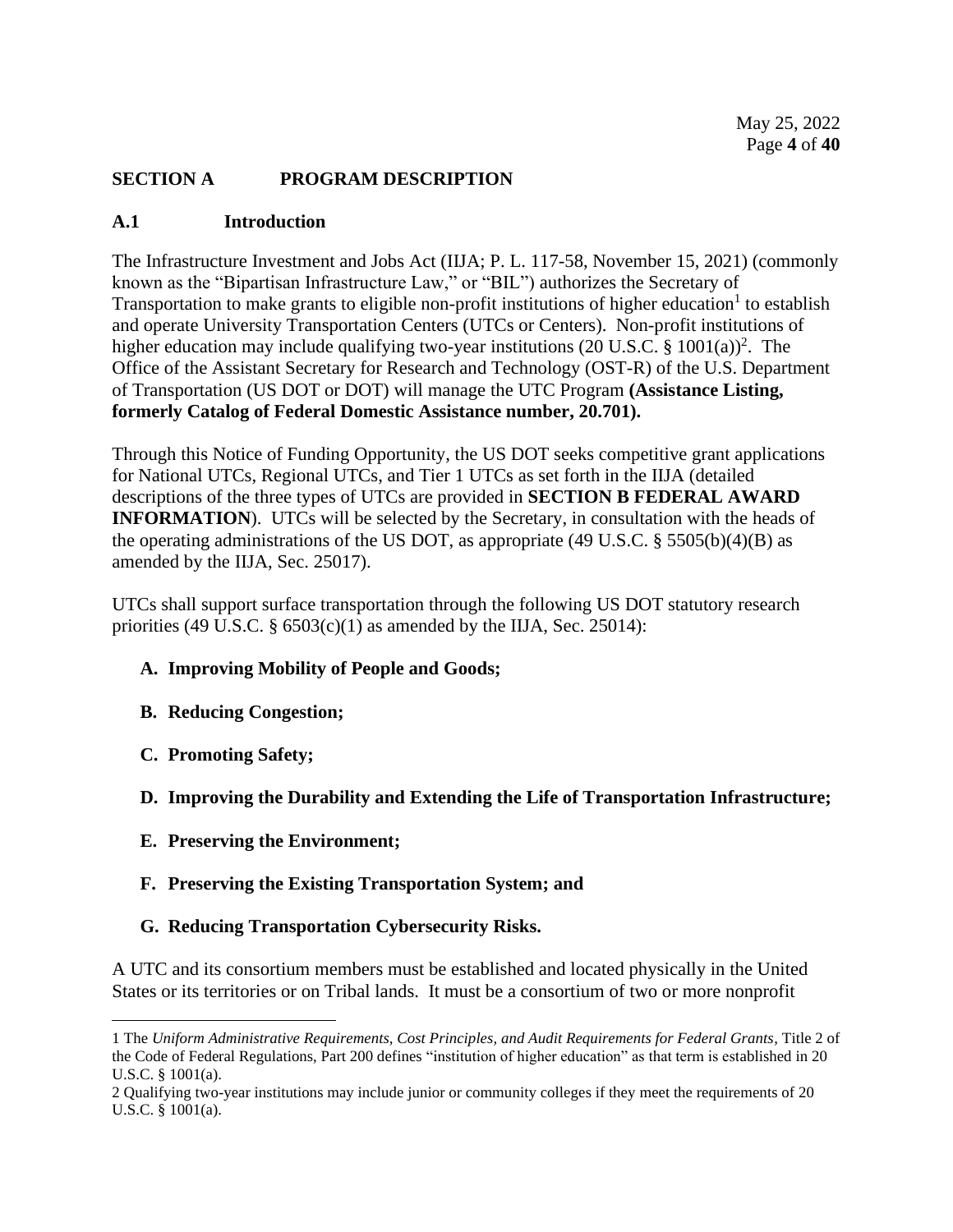## SECTION A PROGRAM DESCRIPTION

### A.1 Introduction

The Infrastructure Investment and Jobs Act (IIJA; P. L. 117-58, November 15, 2021) (commonly known as the "Bipartisan Infrastructure Law," or "BIL") authorizes the Secretary of Transportation to make grants to eligible non-profit institutions of higher education[1] to establish and operate University Transportation Centers (UTCs or Centers). Non-profit institutions of higher education may include qualifying two-year institutions (20 U.S.C. § 1001(a))[2]. The Office of the Assistant Secretary for Research and Technology (OST-R) of the U.S. Department of Transportation (US DOT or DOT) will manage the UTC Program **(Assistance Listing, formerly Catalog of Federal Domestic Assistance number, 20.701).**

Through this Notice of Funding Opportunity, the US DOT seeks competitive grant applications for National UTCs, Regional UTCs, and Tier 1 UTCs as set forth in the IIJA (detailed descriptions of the three types of UTCs are provided in **SECTION B FEDERAL AWARD INFORMATION**). UTCs will be selected by the Secretary, in consultation with the heads of the operating administrations of the US DOT, as appropriate (49 U.S.C. § 5505(b)(4)(B) as amended by the IIJA, Sec. 25017).

UTCs shall support surface transportation through the following US DOT statutory research priorities (49 U.S.C. § 6503(c)(1) as amended by the IIJA, Sec. 25014):

- **A. Improving Mobility of People and Goods;**
- **B. Reducing Congestion;**
- **C. Promoting Safety;**
- **D. Improving the Durability and Extending the Life of Transportation Infrastructure;**
- **E. Preserving the Environment;**
- **F. Preserving the Existing Transportation System; and**
- **G. Reducing Transportation Cybersecurity Risks.**

A UTC and its consortium members must be established and located physically in the United States or its territories or on Tribal lands. It must be a consortium of two or more nonprofit

---

1 The *Uniform Administrative Requirements, Cost Principles, and Audit Requirements for Federal Grants*, Title 2 of the Code of Federal Regulations, Part 200 defines "institution of higher education" as that term is established in 20 U.S.C. § 1001(a).

2 Qualifying two-year institutions may include junior or community colleges if they meet the requirements of 20 U.S.C. § 1001(a).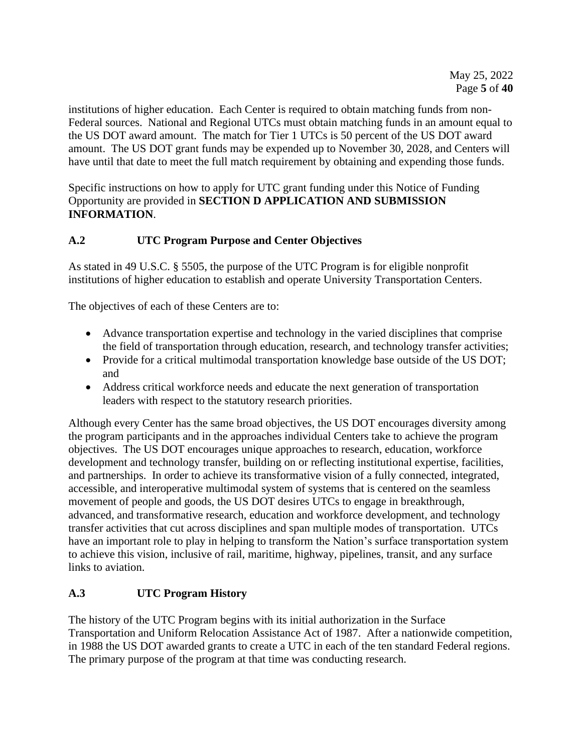institutions of higher education. Each Center is required to obtain matching funds from non-Federal sources. National and Regional UTCs must obtain matching funds in an amount equal to the US DOT award amount. The match for Tier 1 UTCs is 50 percent of the US DOT award amount. The US DOT grant funds may be expended up to November 30, 2028, and Centers will have until that date to meet the full match requirement by obtaining and expending those funds.

Specific instructions on how to apply for UTC grant funding under this Notice of Funding Opportunity are provided in **SECTION D APPLICATION AND SUBMISSION INFORMATION**.

## A.2 UTC Program Purpose and Center Objectives

As stated in 49 U.S.C. § 5505, the purpose of the UTC Program is for eligible nonprofit institutions of higher education to establish and operate University Transportation Centers.

The objectives of each of these Centers are to:

- Advance transportation expertise and technology in the varied disciplines that comprise the field of transportation through education, research, and technology transfer activities;
- Provide for a critical multimodal transportation knowledge base outside of the US DOT; and
- Address critical workforce needs and educate the next generation of transportation leaders with respect to the statutory research priorities.

Although every Center has the same broad objectives, the US DOT encourages diversity among the program participants and in the approaches individual Centers take to achieve the program objectives. The US DOT encourages unique approaches to research, education, workforce development and technology transfer, building on or reflecting institutional expertise, facilities, and partnerships. In order to achieve its transformative vision of a fully connected, integrated, accessible, and interoperative multimodal system of systems that is centered on the seamless movement of people and goods, the US DOT desires UTCs to engage in breakthrough, advanced, and transformative research, education and workforce development, and technology transfer activities that cut across disciplines and span multiple modes of transportation. UTCs have an important role to play in helping to transform the Nation's surface transportation system to achieve this vision, inclusive of rail, maritime, highway, pipelines, transit, and any surface links to aviation.

## A.3 UTC Program History

The history of the UTC Program begins with its initial authorization in the Surface Transportation and Uniform Relocation Assistance Act of 1987. After a nationwide competition, in 1988 the US DOT awarded grants to create a UTC in each of the ten standard Federal regions. The primary purpose of the program at that time was conducting research.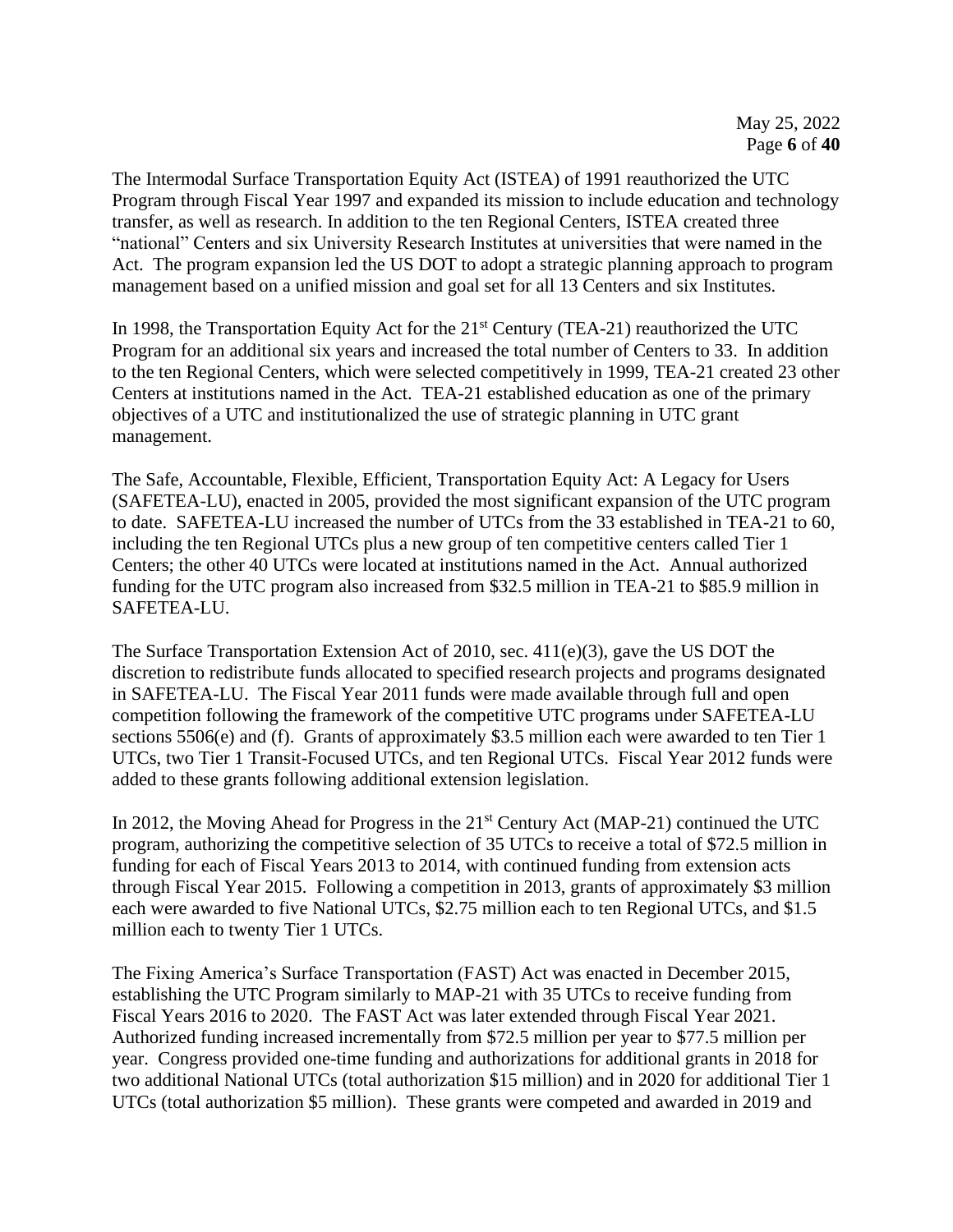The Intermodal Surface Transportation Equity Act (ISTEA) of 1991 reauthorized the UTC Program through Fiscal Year 1997 and expanded its mission to include education and technology transfer, as well as research. In addition to the ten Regional Centers, ISTEA created three "national" Centers and six University Research Institutes at universities that were named in the Act. The program expansion led the US DOT to adopt a strategic planning approach to program management based on a unified mission and goal set for all 13 Centers and six Institutes.

In 1998, the Transportation Equity Act for the 21st Century (TEA-21) reauthorized the UTC Program for an additional six years and increased the total number of Centers to 33. In addition to the ten Regional Centers, which were selected competitively in 1999, TEA-21 created 23 other Centers at institutions named in the Act. TEA-21 established education as one of the primary objectives of a UTC and institutionalized the use of strategic planning in UTC grant management.

The Safe, Accountable, Flexible, Efficient, Transportation Equity Act: A Legacy for Users (SAFETEA-LU), enacted in 2005, provided the most significant expansion of the UTC program to date. SAFETEA-LU increased the number of UTCs from the 33 established in TEA-21 to 60, including the ten Regional UTCs plus a new group of ten competitive centers called Tier 1 Centers; the other 40 UTCs were located at institutions named in the Act. Annual authorized funding for the UTC program also increased from $32.5 million in TEA-21 to $85.9 million in SAFETEA-LU.

The Surface Transportation Extension Act of 2010, sec. 411(e)(3), gave the US DOT the discretion to redistribute funds allocated to specified research projects and programs designated in SAFETEA-LU. The Fiscal Year 2011 funds were made available through full and open competition following the framework of the competitive UTC programs under SAFETEA-LU sections 5506(e) and (f). Grants of approximately $3.5 million each were awarded to ten Tier 1 UTCs, two Tier 1 Transit-Focused UTCs, and ten Regional UTCs. Fiscal Year 2012 funds were added to these grants following additional extension legislation.

In 2012, the Moving Ahead for Progress in the 21st Century Act (MAP-21) continued the UTC program, authorizing the competitive selection of 35 UTCs to receive a total of $72.5 million in funding for each of Fiscal Years 2013 to 2014, with continued funding from extension acts through Fiscal Year 2015. Following a competition in 2013, grants of approximately $3 million each were awarded to five National UTCs, $2.75 million each to ten Regional UTCs, and $1.5 million each to twenty Tier 1 UTCs.

The Fixing America's Surface Transportation (FAST) Act was enacted in December 2015, establishing the UTC Program similarly to MAP-21 with 35 UTCs to receive funding from Fiscal Years 2016 to 2020. The FAST Act was later extended through Fiscal Year 2021. Authorized funding increased incrementally from $72.5 million per year to $77.5 million per year. Congress provided one-time funding and authorizations for additional grants in 2018 for two additional National UTCs (total authorization $15 million) and in 2020 for additional Tier 1 UTCs (total authorization $5 million). These grants were competed and awarded in 2019 and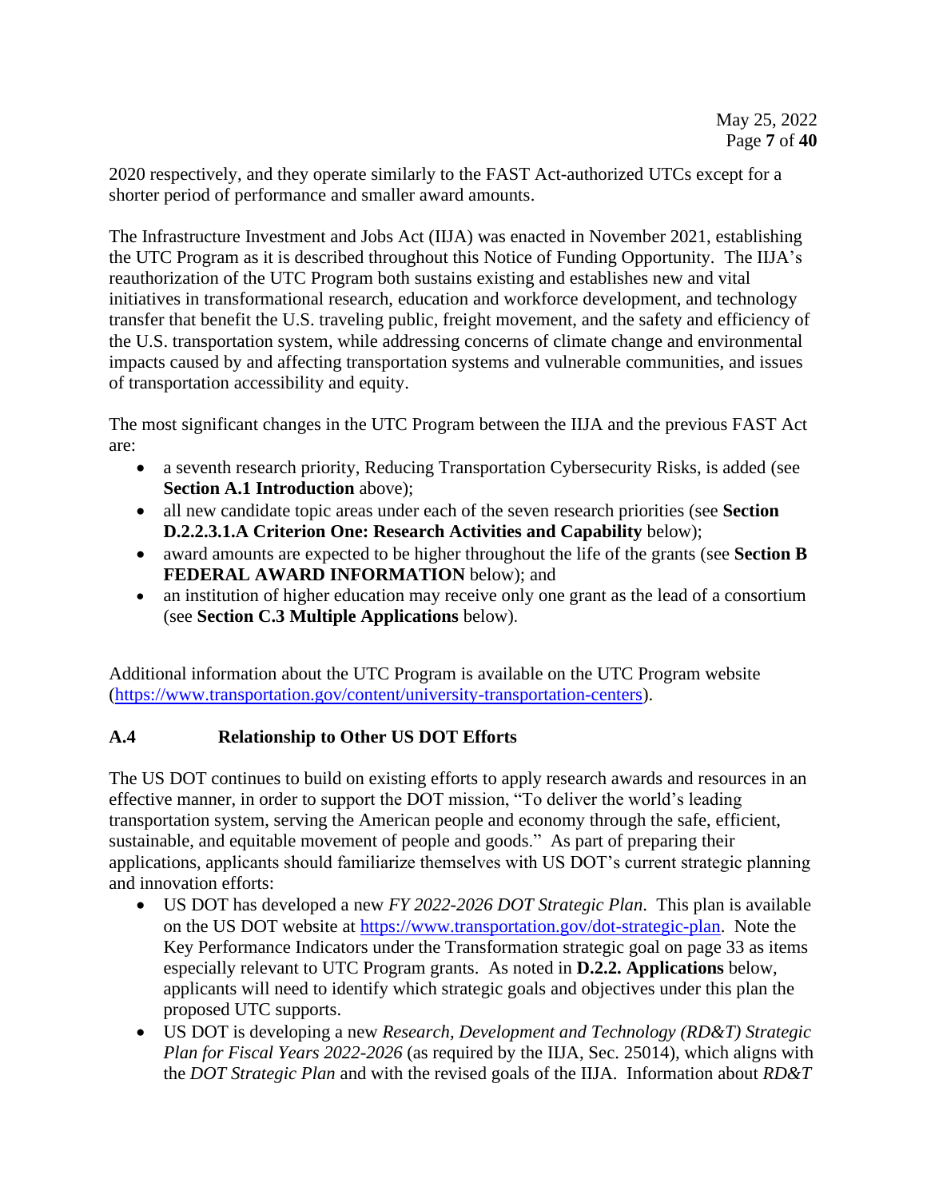2020 respectively, and they operate similarly to the FAST Act-authorized UTCs except for a shorter period of performance and smaller award amounts.

The Infrastructure Investment and Jobs Act (IIJA) was enacted in November 2021, establishing the UTC Program as it is described throughout this Notice of Funding Opportunity. The IIJA's reauthorization of the UTC Program both sustains existing and establishes new and vital initiatives in transformational research, education and workforce development, and technology transfer that benefit the U.S. traveling public, freight movement, and the safety and efficiency of the U.S. transportation system, while addressing concerns of climate change and environmental impacts caused by and affecting transportation systems and vulnerable communities, and issues of transportation accessibility and equity.

The most significant changes in the UTC Program between the IIJA and the previous FAST Act are:

- a seventh research priority, Reducing Transportation Cybersecurity Risks, is added (see **Section A.1 Introduction** above);
- all new candidate topic areas under each of the seven research priorities (see **Section D.2.2.3.1.A Criterion One: Research Activities and Capability** below);
- award amounts are expected to be higher throughout the life of the grants (see **Section B FEDERAL AWARD INFORMATION** below); and
- an institution of higher education may receive only one grant as the lead of a consortium (see **Section C.3 Multiple Applications** below).

Additional information about the UTC Program is available on the UTC Program website (https://www.transportation.gov/content/university-transportation-centers).

## A.4 Relationship to Other US DOT Efforts

The US DOT continues to build on existing efforts to apply research awards and resources in an effective manner, in order to support the DOT mission, "To deliver the world's leading transportation system, serving the American people and economy through the safe, efficient, sustainable, and equitable movement of people and goods." As part of preparing their applications, applicants should familiarize themselves with US DOT's current strategic planning and innovation efforts:

- US DOT has developed a new *FY 2022-2026 DOT Strategic Plan*. This plan is available on the US DOT website at https://www.transportation.gov/dot-strategic-plan. Note the Key Performance Indicators under the Transformation strategic goal on page 33 as items especially relevant to UTC Program grants. As noted in **D.2.2. Applications** below, applicants will need to identify which strategic goals and objectives under this plan the proposed UTC supports.
- US DOT is developing a new *Research, Development and Technology (RD&T) Strategic Plan for Fiscal Years 2022-2026* (as required by the IIJA, Sec. 25014), which aligns with the *DOT Strategic Plan* and with the revised goals of the IIJA. Information about *RD&T*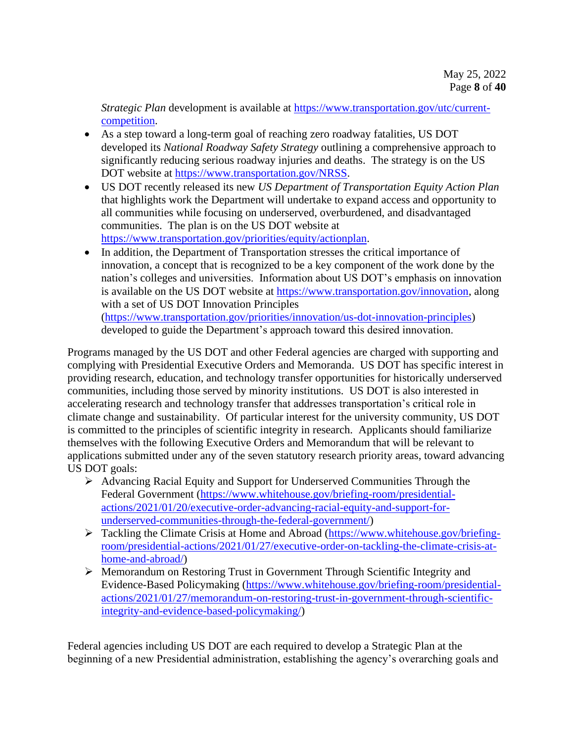*Strategic Plan* development is available at [https://www.transportation.gov/utc/current-competition](https://www.transportation.gov/utc/current-competition).

- As a step toward a long-term goal of reaching zero roadway fatalities, US DOT developed its *National Roadway Safety Strategy* outlining a comprehensive approach to significantly reducing serious roadway injuries and deaths. The strategy is on the US DOT website at [https://www.transportation.gov/NRSS](https://www.transportation.gov/NRSS).
- US DOT recently released its new *US Department of Transportation Equity Action Plan* that highlights work the Department will undertake to expand access and opportunity to all communities while focusing on underserved, overburdened, and disadvantaged communities. The plan is on the US DOT website at [https://www.transportation.gov/priorities/equity/actionplan](https://www.transportation.gov/priorities/equity/actionplan).
- In addition, the Department of Transportation stresses the critical importance of innovation, a concept that is recognized to be a key component of the work done by the nation's colleges and universities. Information about US DOT's emphasis on innovation is available on the US DOT website at [https://www.transportation.gov/innovation](https://www.transportation.gov/innovation), along with a set of US DOT Innovation Principles ([https://www.transportation.gov/priorities/innovation/us-dot-innovation-principles](https://www.transportation.gov/priorities/innovation/us-dot-innovation-principles)) developed to guide the Department's approach toward this desired innovation.

Programs managed by the US DOT and other Federal agencies are charged with supporting and complying with Presidential Executive Orders and Memoranda. US DOT has specific interest in providing research, education, and technology transfer opportunities for historically underserved communities, including those served by minority institutions. US DOT is also interested in accelerating research and technology transfer that addresses transportation's critical role in climate change and sustainability. Of particular interest for the university community, US DOT is committed to the principles of scientific integrity in research. Applicants should familiarize themselves with the following Executive Orders and Memorandum that will be relevant to applications submitted under any of the seven statutory research priority areas, toward advancing US DOT goals:

- Advancing Racial Equity and Support for Underserved Communities Through the Federal Government ([https://www.whitehouse.gov/briefing-room/presidential-actions/2021/01/20/executive-order-advancing-racial-equity-and-support-for-underserved-communities-through-the-federal-government/](https://www.whitehouse.gov/briefing-room/presidential-actions/2021/01/20/executive-order-advancing-racial-equity-and-support-for-underserved-communities-through-the-federal-government/))
- Tackling the Climate Crisis at Home and Abroad ([https://www.whitehouse.gov/briefing-room/presidential-actions/2021/01/27/executive-order-on-tackling-the-climate-crisis-at-home-and-abroad/](https://www.whitehouse.gov/briefing-room/presidential-actions/2021/01/27/executive-order-on-tackling-the-climate-crisis-at-home-and-abroad/))
- Memorandum on Restoring Trust in Government Through Scientific Integrity and Evidence-Based Policymaking ([https://www.whitehouse.gov/briefing-room/presidential-actions/2021/01/27/memorandum-on-restoring-trust-in-government-through-scientific-integrity-and-evidence-based-policymaking/](https://www.whitehouse.gov/briefing-room/presidential-actions/2021/01/27/memorandum-on-restoring-trust-in-government-through-scientific-integrity-and-evidence-based-policymaking/))

Federal agencies including US DOT are each required to develop a Strategic Plan at the beginning of a new Presidential administration, establishing the agency's overarching goals and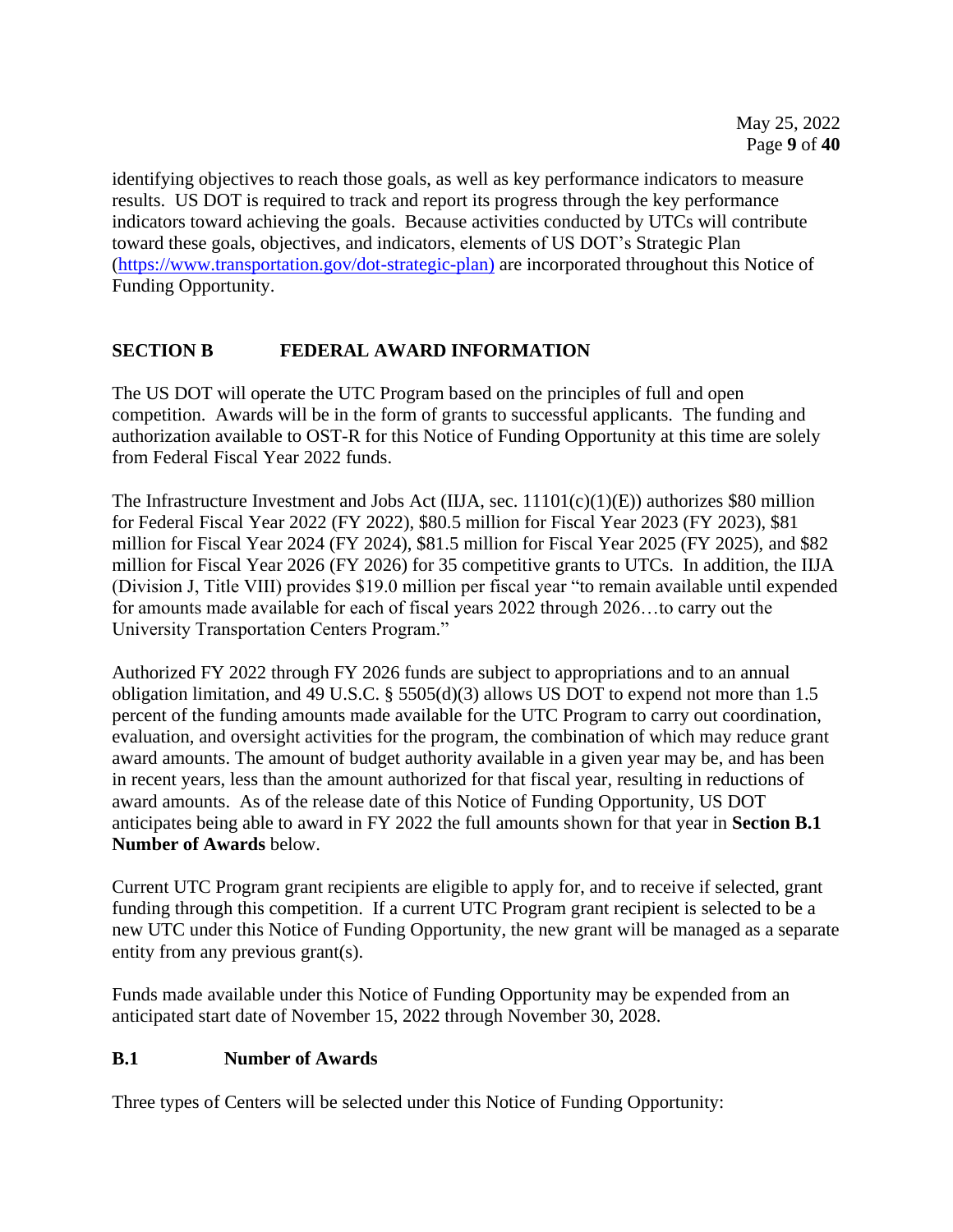identifying objectives to reach those goals, as well as key performance indicators to measure results. US DOT is required to track and report its progress through the key performance indicators toward achieving the goals. Because activities conducted by UTCs will contribute toward these goals, objectives, and indicators, elements of US DOT's Strategic Plan (https://www.transportation.gov/dot-strategic-plan) are incorporated throughout this Notice of Funding Opportunity.

## SECTION B FEDERAL AWARD INFORMATION

The US DOT will operate the UTC Program based on the principles of full and open competition. Awards will be in the form of grants to successful applicants. The funding and authorization available to OST-R for this Notice of Funding Opportunity at this time are solely from Federal Fiscal Year 2022 funds.

The Infrastructure Investment and Jobs Act (IIJA, sec. 11101(c)(1)(E)) authorizes $80 million for Federal Fiscal Year 2022 (FY 2022), $80.5 million for Fiscal Year 2023 (FY 2023), $81 million for Fiscal Year 2024 (FY 2024), $81.5 million for Fiscal Year 2025 (FY 2025), and $82 million for Fiscal Year 2026 (FY 2026) for 35 competitive grants to UTCs. In addition, the IIJA (Division J, Title VIII) provides $19.0 million per fiscal year "to remain available until expended for amounts made available for each of fiscal years 2022 through 2026…to carry out the University Transportation Centers Program."

Authorized FY 2022 through FY 2026 funds are subject to appropriations and to an annual obligation limitation, and 49 U.S.C. § 5505(d)(3) allows US DOT to expend not more than 1.5 percent of the funding amounts made available for the UTC Program to carry out coordination, evaluation, and oversight activities for the program, the combination of which may reduce grant award amounts. The amount of budget authority available in a given year may be, and has been in recent years, less than the amount authorized for that fiscal year, resulting in reductions of award amounts. As of the release date of this Notice of Funding Opportunity, US DOT anticipates being able to award in FY 2022 the full amounts shown for that year in **Section B.1 Number of Awards** below.

Current UTC Program grant recipients are eligible to apply for, and to receive if selected, grant funding through this competition. If a current UTC Program grant recipient is selected to be a new UTC under this Notice of Funding Opportunity, the new grant will be managed as a separate entity from any previous grant(s).

Funds made available under this Notice of Funding Opportunity may be expended from an anticipated start date of November 15, 2022 through November 30, 2028.

### B.1 Number of Awards

Three types of Centers will be selected under this Notice of Funding Opportunity: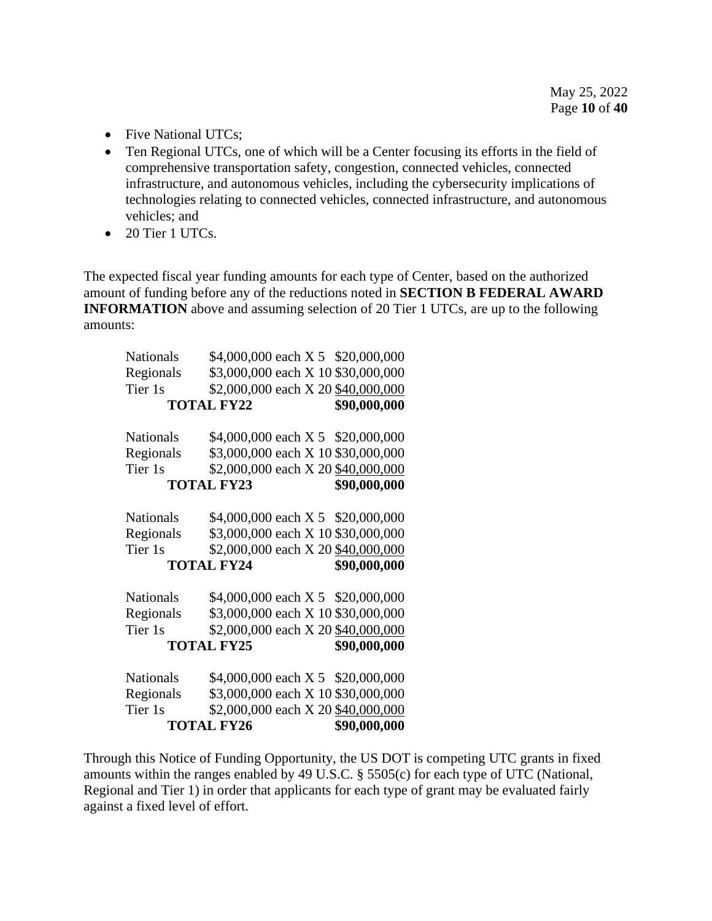- Five National UTCs;
- Ten Regional UTCs, one of which will be a Center focusing its efforts in the field of comprehensive transportation safety, congestion, connected vehicles, connected infrastructure, and autonomous vehicles, including the cybersecurity implications of technologies relating to connected vehicles, connected infrastructure, and autonomous vehicles; and
- 20 Tier 1 UTCs.

The expected fiscal year funding amounts for each type of Center, based on the authorized amount of funding before any of the reductions noted in **SECTION B FEDERAL AWARD INFORMATION** above and assuming selection of 20 Tier 1 UTCs, are up to the following amounts:

| | | |
|---|---|---|
| Nationals | $4,000,000 each X 5 | $20,000,000 |
| Regionals | $3,000,000 each X 10 | $30,000,000 |
| Tier 1s | $2,000,000 each X 20 | $40,000,000 |
| **TOTAL FY22** | | **$90,000,000** |
| | | |
| Nationals | $4,000,000 each X 5 | $20,000,000 |
| Regionals | $3,000,000 each X 10 | $30,000,000 |
| Tier 1s | $2,000,000 each X 20 | $40,000,000 |
| **TOTAL FY23** | | **$90,000,000** |
| | | |
| Nationals | $4,000,000 each X 5 | $20,000,000 |
| Regionals | $3,000,000 each X 10 | $30,000,000 |
| Tier 1s | $2,000,000 each X 20 | $40,000,000 |
| **TOTAL FY24** | | **$90,000,000** |
| | | |
| Nationals | $4,000,000 each X 5 | $20,000,000 |
| Regionals | $3,000,000 each X 10 | $30,000,000 |
| Tier 1s | $2,000,000 each X 20 | $40,000,000 |
| **TOTAL FY25** | | **$90,000,000** |
| | | |
| Nationals | $4,000,000 each X 5 | $20,000,000 |
| Regionals | $3,000,000 each X 10 | $30,000,000 |
| Tier 1s | $2,000,000 each X 20 | $40,000,000 |
| **TOTAL FY26** | | **$90,000,000** |

Through this Notice of Funding Opportunity, the US DOT is competing UTC grants in fixed amounts within the ranges enabled by 49 U.S.C. § 5505(c) for each type of UTC (National, Regional and Tier 1) in order that applicants for each type of grant may be evaluated fairly against a fixed level of effort.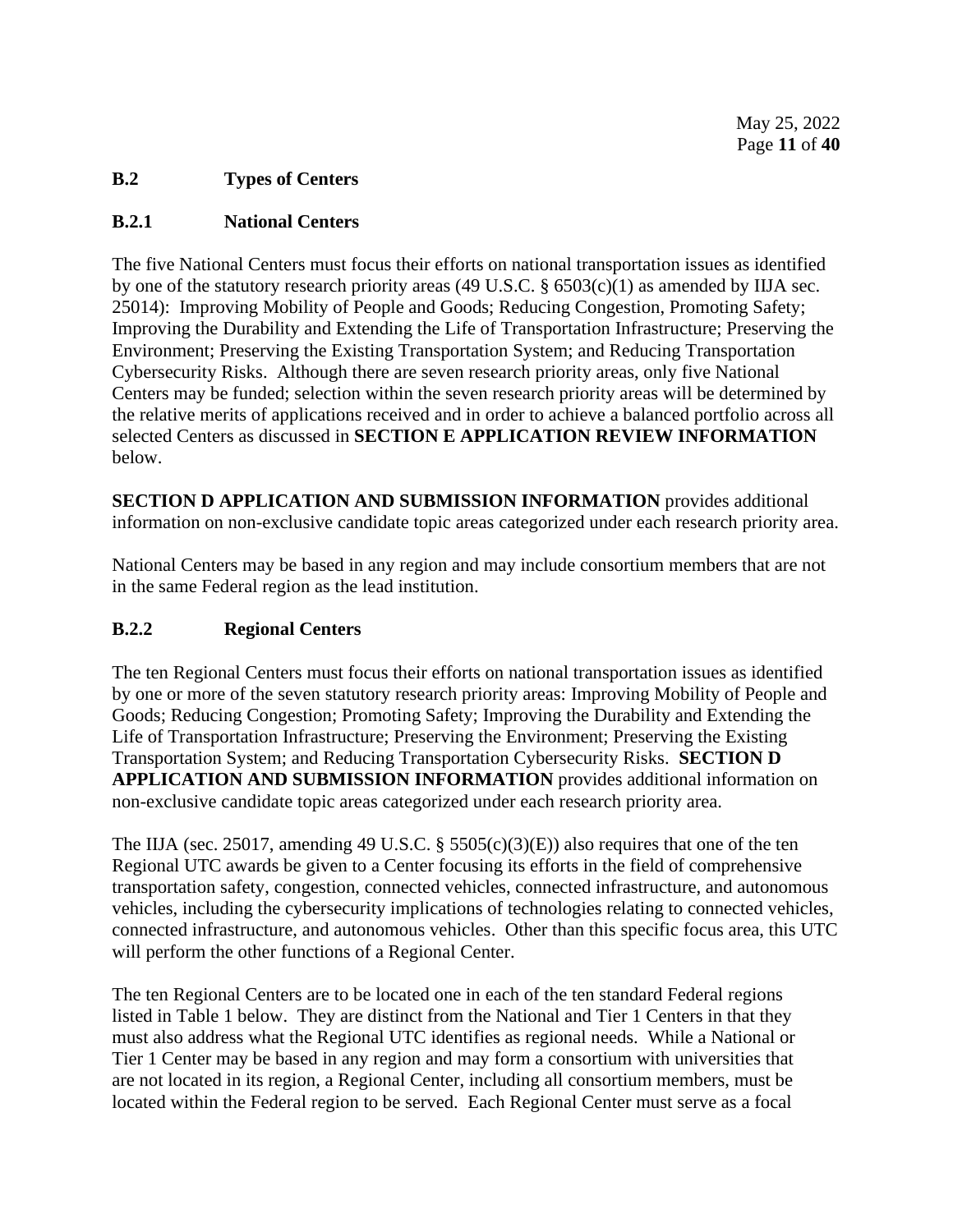## B.2 Types of Centers

### B.2.1 National Centers

The five National Centers must focus their efforts on national transportation issues as identified by one of the statutory research priority areas (49 U.S.C. § 6503(c)(1) as amended by IIJA sec. 25014): Improving Mobility of People and Goods; Reducing Congestion, Promoting Safety; Improving the Durability and Extending the Life of Transportation Infrastructure; Preserving the Environment; Preserving the Existing Transportation System; and Reducing Transportation Cybersecurity Risks. Although there are seven research priority areas, only five National Centers may be funded; selection within the seven research priority areas will be determined by the relative merits of applications received and in order to achieve a balanced portfolio across all selected Centers as discussed in **SECTION E APPLICATION REVIEW INFORMATION** below.

**SECTION D APPLICATION AND SUBMISSION INFORMATION** provides additional information on non-exclusive candidate topic areas categorized under each research priority area.

National Centers may be based in any region and may include consortium members that are not in the same Federal region as the lead institution.

### B.2.2 Regional Centers

The ten Regional Centers must focus their efforts on national transportation issues as identified by one or more of the seven statutory research priority areas: Improving Mobility of People and Goods; Reducing Congestion; Promoting Safety; Improving the Durability and Extending the Life of Transportation Infrastructure; Preserving the Environment; Preserving the Existing Transportation System; and Reducing Transportation Cybersecurity Risks. **SECTION D APPLICATION AND SUBMISSION INFORMATION** provides additional information on non-exclusive candidate topic areas categorized under each research priority area.

The IIJA (sec. 25017, amending 49 U.S.C. § 5505(c)(3)(E)) also requires that one of the ten Regional UTC awards be given to a Center focusing its efforts in the field of comprehensive transportation safety, congestion, connected vehicles, connected infrastructure, and autonomous vehicles, including the cybersecurity implications of technologies relating to connected vehicles, connected infrastructure, and autonomous vehicles. Other than this specific focus area, this UTC will perform the other functions of a Regional Center.

The ten Regional Centers are to be located one in each of the ten standard Federal regions listed in Table 1 below. They are distinct from the National and Tier 1 Centers in that they must also address what the Regional UTC identifies as regional needs. While a National or Tier 1 Center may be based in any region and may form a consortium with universities that are not located in its region, a Regional Center, including all consortium members, must be located within the Federal region to be served. Each Regional Center must serve as a focal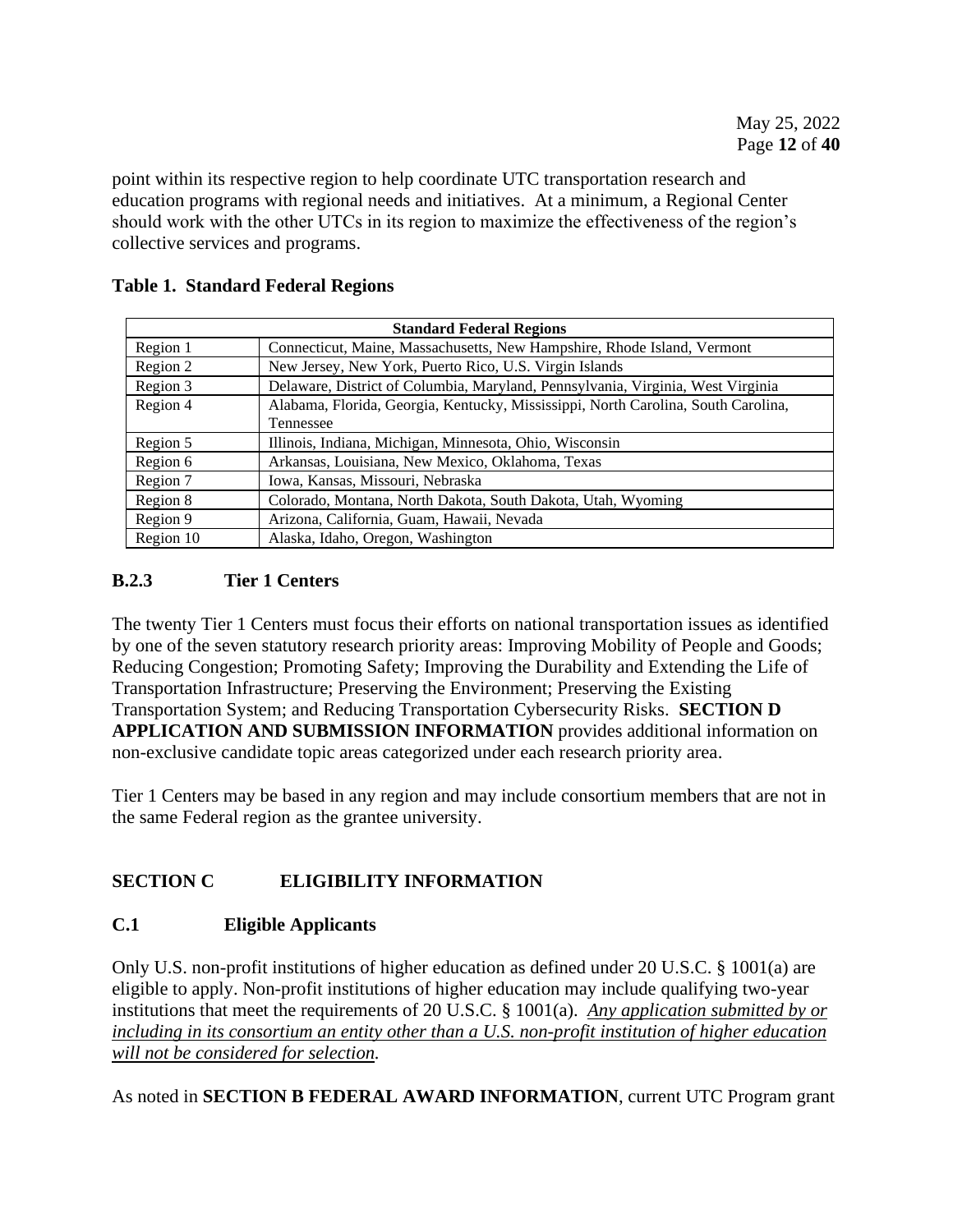point within its respective region to help coordinate UTC transportation research and education programs with regional needs and initiatives. At a minimum, a Regional Center should work with the other UTCs in its region to maximize the effectiveness of the region's collective services and programs.

**Table 1. Standard Federal Regions**

| **Standard Federal Regions** | |
|---|---|
| Region 1 | Connecticut, Maine, Massachusetts, New Hampshire, Rhode Island, Vermont |
| Region 2 | New Jersey, New York, Puerto Rico, U.S. Virgin Islands |
| Region 3 | Delaware, District of Columbia, Maryland, Pennsylvania, Virginia, West Virginia |
| Region 4 | Alabama, Florida, Georgia, Kentucky, Mississippi, North Carolina, South Carolina, Tennessee |
| Region 5 | Illinois, Indiana, Michigan, Minnesota, Ohio, Wisconsin |
| Region 6 | Arkansas, Louisiana, New Mexico, Oklahoma, Texas |
| Region 7 | Iowa, Kansas, Missouri, Nebraska |
| Region 8 | Colorado, Montana, North Dakota, South Dakota, Utah, Wyoming |
| Region 9 | Arizona, California, Guam, Hawaii, Nevada |
| Region 10 | Alaska, Idaho, Oregon, Washington |

### B.2.3 Tier 1 Centers

The twenty Tier 1 Centers must focus their efforts on national transportation issues as identified by one of the seven statutory research priority areas: Improving Mobility of People and Goods; Reducing Congestion; Promoting Safety; Improving the Durability and Extending the Life of Transportation Infrastructure; Preserving the Environment; Preserving the Existing Transportation System; and Reducing Transportation Cybersecurity Risks. **SECTION D APPLICATION AND SUBMISSION INFORMATION** provides additional information on non-exclusive candidate topic areas categorized under each research priority area.

Tier 1 Centers may be based in any region and may include consortium members that are not in the same Federal region as the grantee university.

## SECTION C ELIGIBILITY INFORMATION

### C.1 Eligible Applicants

Only U.S. non-profit institutions of higher education as defined under 20 U.S.C. § 1001(a) are eligible to apply. Non-profit institutions of higher education may include qualifying two-year institutions that meet the requirements of 20 U.S.C. § 1001(a). *Any application submitted by or including in its consortium an entity other than a U.S. non-profit institution of higher education will not be considered for selection.*

As noted in **SECTION B FEDERAL AWARD INFORMATION**, current UTC Program grant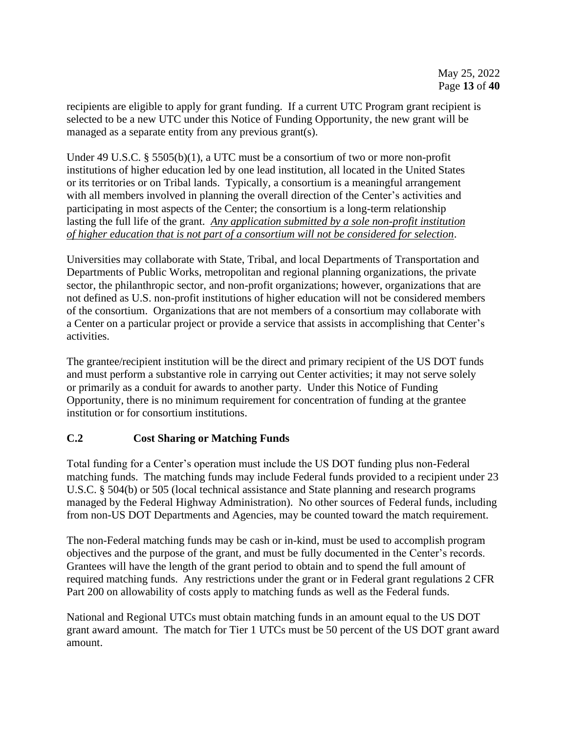recipients are eligible to apply for grant funding. If a current UTC Program grant recipient is selected to be a new UTC under this Notice of Funding Opportunity, the new grant will be managed as a separate entity from any previous grant(s).

Under 49 U.S.C. § 5505(b)(1), a UTC must be a consortium of two or more non-profit institutions of higher education led by one lead institution, all located in the United States or its territories or on Tribal lands. Typically, a consortium is a meaningful arrangement with all members involved in planning the overall direction of the Center's activities and participating in most aspects of the Center; the consortium is a long-term relationship lasting the full life of the grant. <u>*Any application submitted by a sole non-profit institution of higher education that is not part of a consortium will not be considered for selection*</u>.

Universities may collaborate with State, Tribal, and local Departments of Transportation and Departments of Public Works, metropolitan and regional planning organizations, the private sector, the philanthropic sector, and non-profit organizations; however, organizations that are not defined as U.S. non-profit institutions of higher education will not be considered members of the consortium. Organizations that are not members of a consortium may collaborate with a Center on a particular project or provide a service that assists in accomplishing that Center's activities.

The grantee/recipient institution will be the direct and primary recipient of the US DOT funds and must perform a substantive role in carrying out Center activities; it may not serve solely or primarily as a conduit for awards to another party. Under this Notice of Funding Opportunity, there is no minimum requirement for concentration of funding at the grantee institution or for consortium institutions.

### C.2 Cost Sharing or Matching Funds

Total funding for a Center's operation must include the US DOT funding plus non-Federal matching funds. The matching funds may include Federal funds provided to a recipient under 23 U.S.C. § 504(b) or 505 (local technical assistance and State planning and research programs managed by the Federal Highway Administration). No other sources of Federal funds, including from non-US DOT Departments and Agencies, may be counted toward the match requirement.

The non-Federal matching funds may be cash or in-kind, must be used to accomplish program objectives and the purpose of the grant, and must be fully documented in the Center's records. Grantees will have the length of the grant period to obtain and to spend the full amount of required matching funds. Any restrictions under the grant or in Federal grant regulations 2 CFR Part 200 on allowability of costs apply to matching funds as well as the Federal funds.

National and Regional UTCs must obtain matching funds in an amount equal to the US DOT grant award amount. The match for Tier 1 UTCs must be 50 percent of the US DOT grant award amount.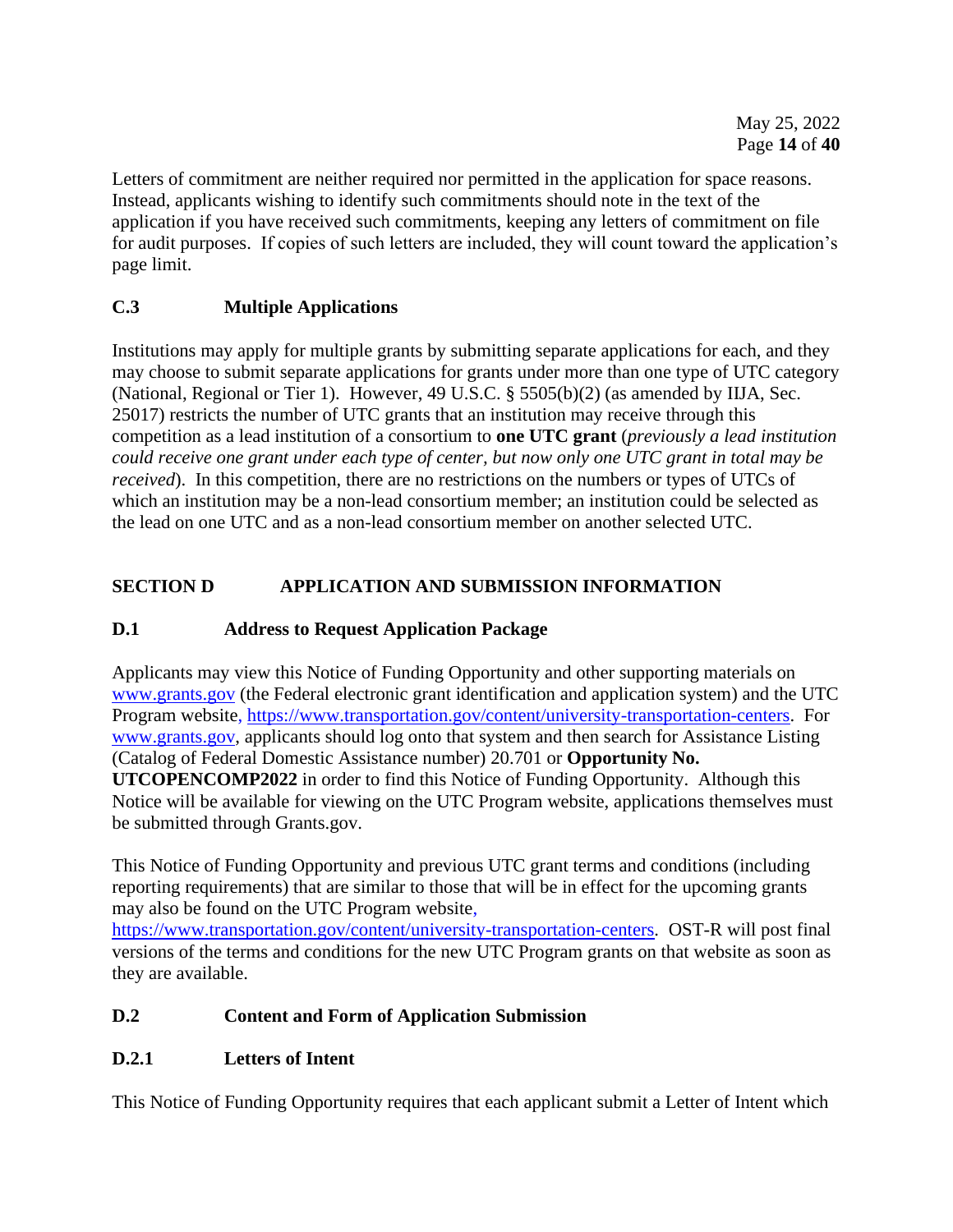Letters of commitment are neither required nor permitted in the application for space reasons. Instead, applicants wishing to identify such commitments should note in the text of the application if you have received such commitments, keeping any letters of commitment on file for audit purposes. If copies of such letters are included, they will count toward the application's page limit.

### C.3 Multiple Applications

Institutions may apply for multiple grants by submitting separate applications for each, and they may choose to submit separate applications for grants under more than one type of UTC category (National, Regional or Tier 1). However, 49 U.S.C. § 5505(b)(2) (as amended by IIJA, Sec. 25017) restricts the number of UTC grants that an institution may receive through this competition as a lead institution of a consortium to **one UTC grant** (*previously a lead institution could receive one grant under each type of center, but now only one UTC grant in total may be received*). In this competition, there are no restrictions on the numbers or types of UTCs of which an institution may be a non-lead consortium member; an institution could be selected as the lead on one UTC and as a non-lead consortium member on another selected UTC.

## SECTION D APPLICATION AND SUBMISSION INFORMATION

### D.1 Address to Request Application Package

Applicants may view this Notice of Funding Opportunity and other supporting materials on www.grants.gov (the Federal electronic grant identification and application system) and the UTC Program website, https://www.transportation.gov/content/university-transportation-centers. For www.grants.gov, applicants should log onto that system and then search for Assistance Listing (Catalog of Federal Domestic Assistance number) 20.701 or **Opportunity No. UTCOPENCOMP2022** in order to find this Notice of Funding Opportunity. Although this Notice will be available for viewing on the UTC Program website, applications themselves must be submitted through Grants.gov.

This Notice of Funding Opportunity and previous UTC grant terms and conditions (including reporting requirements) that are similar to those that will be in effect for the upcoming grants may also be found on the UTC Program website, https://www.transportation.gov/content/university-transportation-centers. OST-R will post final versions of the terms and conditions for the new UTC Program grants on that website as soon as they are available.

### D.2 Content and Form of Application Submission

### D.2.1 Letters of Intent

This Notice of Funding Opportunity requires that each applicant submit a Letter of Intent which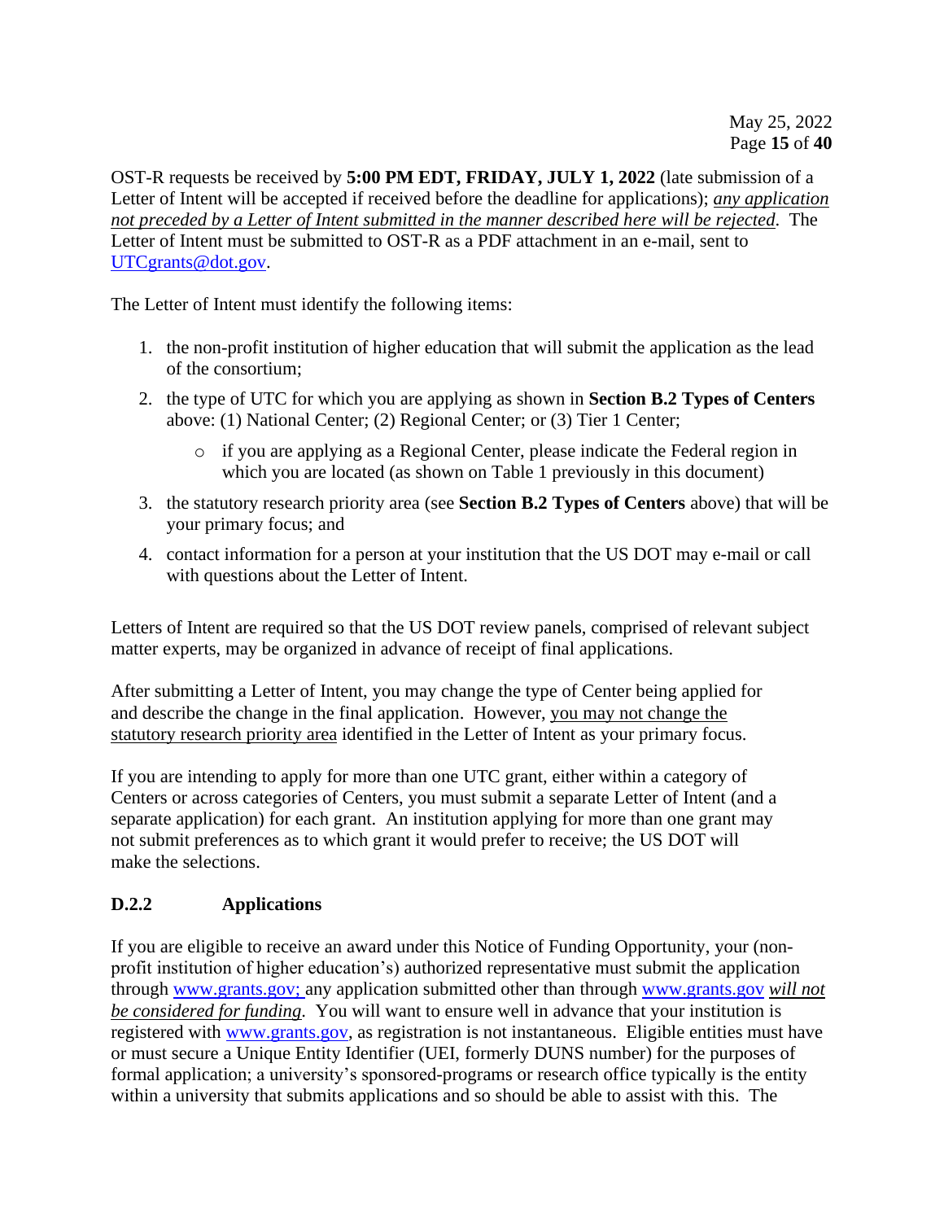OST-R requests be received by **5:00 PM EDT, FRIDAY, JULY 1, 2022** (late submission of a Letter of Intent will be accepted if received before the deadline for applications); *any application not preceded by a Letter of Intent submitted in the manner described here will be rejected.* The Letter of Intent must be submitted to OST-R as a PDF attachment in an e-mail, sent to UTCgrants@dot.gov.

The Letter of Intent must identify the following items:

1. the non-profit institution of higher education that will submit the application as the lead of the consortium;
2. the type of UTC for which you are applying as shown in **Section B.2 Types of Centers** above: (1) National Center; (2) Regional Center; or (3) Tier 1 Center;
    - if you are applying as a Regional Center, please indicate the Federal region in which you are located (as shown on Table 1 previously in this document)
3. the statutory research priority area (see **Section B.2 Types of Centers** above) that will be your primary focus; and
4. contact information for a person at your institution that the US DOT may e-mail or call with questions about the Letter of Intent.

Letters of Intent are required so that the US DOT review panels, comprised of relevant subject matter experts, may be organized in advance of receipt of final applications.

After submitting a Letter of Intent, you may change the type of Center being applied for and describe the change in the final application. However, you may not change the statutory research priority area identified in the Letter of Intent as your primary focus.

If you are intending to apply for more than one UTC grant, either within a category of Centers or across categories of Centers, you must submit a separate Letter of Intent (and a separate application) for each grant. An institution applying for more than one grant may not submit preferences as to which grant it would prefer to receive; the US DOT will make the selections.

### D.2.2 Applications

If you are eligible to receive an award under this Notice of Funding Opportunity, your (non-profit institution of higher education's) authorized representative must submit the application through www.grants.gov; any application submitted other than through www.grants.gov *will not be considered for funding.* You will want to ensure well in advance that your institution is registered with www.grants.gov, as registration is not instantaneous. Eligible entities must have or must secure a Unique Entity Identifier (UEI, formerly DUNS number) for the purposes of formal application; a university's sponsored-programs or research office typically is the entity within a university that submits applications and so should be able to assist with this. The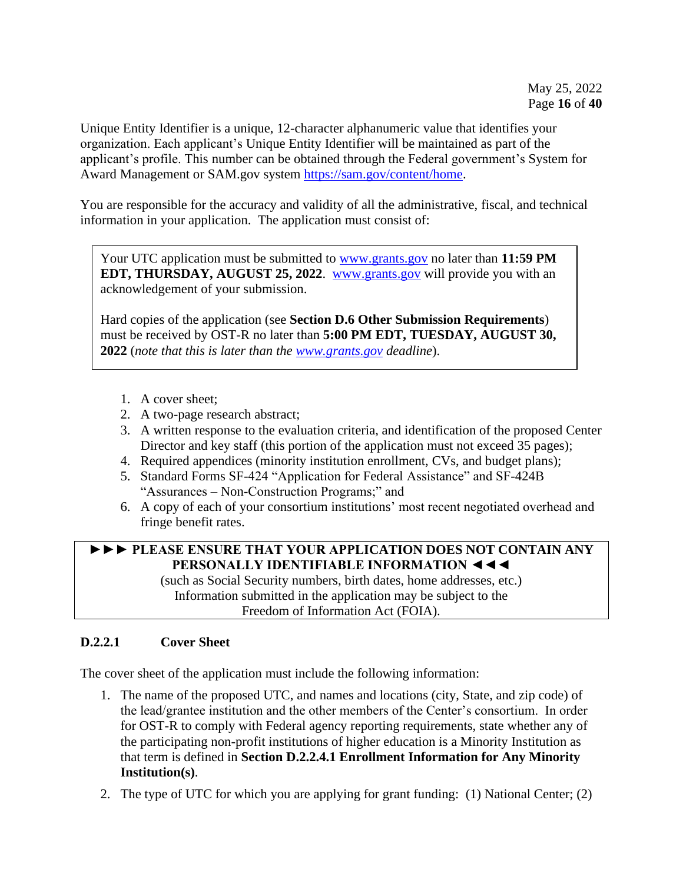Unique Entity Identifier is a unique, 12-character alphanumeric value that identifies your organization. Each applicant's Unique Entity Identifier will be maintained as part of the applicant's profile. This number can be obtained through the Federal government's System for Award Management or SAM.gov system https://sam.gov/content/home.

You are responsible for the accuracy and validity of all the administrative, fiscal, and technical information in your application. The application must consist of:

> Your UTC application must be submitted to www.grants.gov no later than **11:59 PM EDT, THURSDAY, AUGUST 25, 2022**. www.grants.gov will provide you with an acknowledgement of your submission.
>
> Hard copies of the application (see **Section D.6 Other Submission Requirements**) must be received by OST-R no later than **5:00 PM EDT, TUESDAY, AUGUST 30, 2022** (*note that this is later than the www.grants.gov deadline*).

1. A cover sheet;
2. A two-page research abstract;
3. A written response to the evaluation criteria, and identification of the proposed Center Director and key staff (this portion of the application must not exceed 35 pages);
4. Required appendices (minority institution enrollment, CVs, and budget plans);
5. Standard Forms SF-424 "Application for Federal Assistance" and SF-424B "Assurances – Non-Construction Programs;" and
6. A copy of each of your consortium institutions' most recent negotiated overhead and fringe benefit rates.

> **►►► PLEASE ENSURE THAT YOUR APPLICATION DOES NOT CONTAIN ANY PERSONALLY IDENTIFIABLE INFORMATION ◄◄◄**
> (such as Social Security numbers, birth dates, home addresses, etc.)
> Information submitted in the application may be subject to the Freedom of Information Act (FOIA).

#### D.2.2.1 Cover Sheet

The cover sheet of the application must include the following information:

1. The name of the proposed UTC, and names and locations (city, State, and zip code) of the lead/grantee institution and the other members of the Center's consortium. In order for OST-R to comply with Federal agency reporting requirements, state whether any of the participating non-profit institutions of higher education is a Minority Institution as that term is defined in **Section D.2.2.4.1 Enrollment Information for Any Minority Institution(s)**.
2. The type of UTC for which you are applying for grant funding: (1) National Center; (2)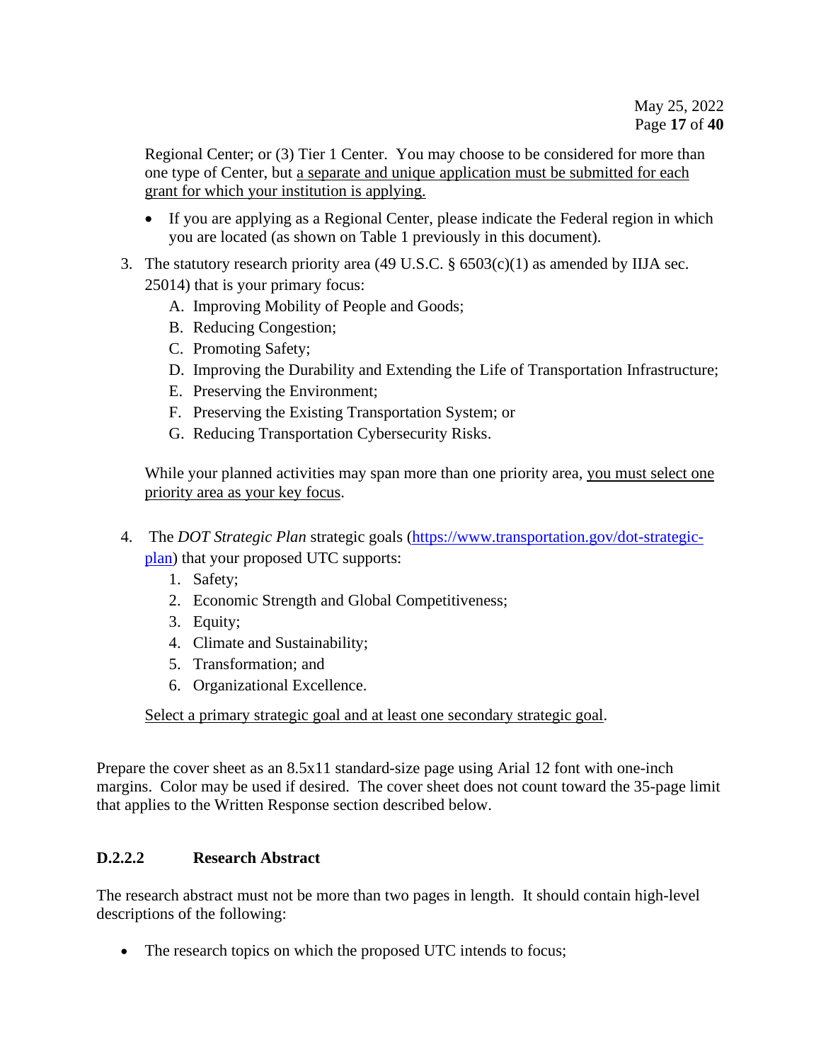Regional Center; or (3) Tier 1 Center. You may choose to be considered for more than one type of Center, but <u>a separate and unique application must be submitted for each grant for which your institution is applying.</u>

- If you are applying as a Regional Center, please indicate the Federal region in which you are located (as shown on Table 1 previously in this document).

3. The statutory research priority area (49 U.S.C. § 6503(c)(1) as amended by IIJA sec. 25014) that is your primary focus:
   A. Improving Mobility of People and Goods;
   B. Reducing Congestion;
   C. Promoting Safety;
   D. Improving the Durability and Extending the Life of Transportation Infrastructure;
   E. Preserving the Environment;
   F. Preserving the Existing Transportation System; or
   G. Reducing Transportation Cybersecurity Risks.

   While your planned activities may span more than one priority area, <u>you must select one priority area as your key focus</u>.

4. The *DOT Strategic Plan* strategic goals (https://www.transportation.gov/dot-strategic-plan) that your proposed UTC supports:
   1. Safety;
   2. Economic Strength and Global Competitiveness;
   3. Equity;
   4. Climate and Sustainability;
   5. Transformation; and
   6. Organizational Excellence.

   <u>Select a primary strategic goal and at least one secondary strategic goal</u>.

Prepare the cover sheet as an 8.5x11 standard-size page using Arial 12 font with one-inch margins. Color may be used if desired. The cover sheet does not count toward the 35-page limit that applies to the Written Response section described below.

#### D.2.2.2 Research Abstract

The research abstract must not be more than two pages in length. It should contain high-level descriptions of the following:

- The research topics on which the proposed UTC intends to focus;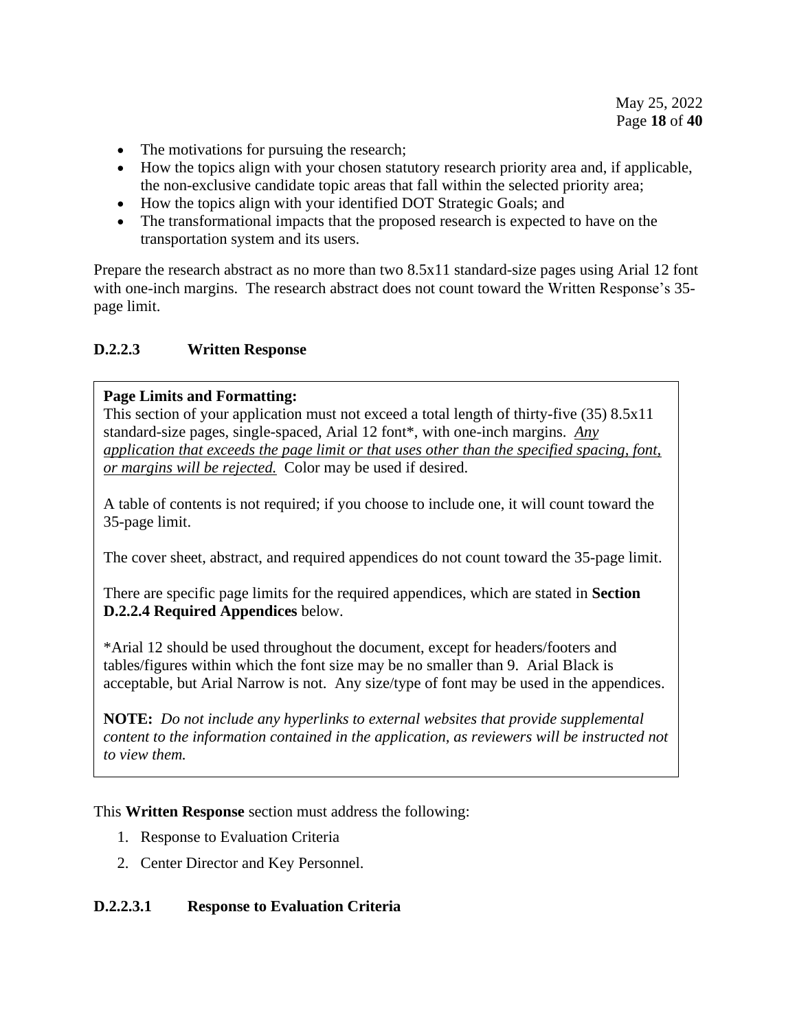- The motivations for pursuing the research;
- How the topics align with your chosen statutory research priority area and, if applicable, the non-exclusive candidate topic areas that fall within the selected priority area;
- How the topics align with your identified DOT Strategic Goals; and
- The transformational impacts that the proposed research is expected to have on the transportation system and its users.

Prepare the research abstract as no more than two 8.5x11 standard-size pages using Arial 12 font with one-inch margins. The research abstract does not count toward the Written Response's 35-page limit.

### D.2.2.3 Written Response

> **Page Limits and Formatting:**
> This section of your application must not exceed a total length of thirty-five (35) 8.5x11 standard-size pages, single-spaced, Arial 12 font*, with one-inch margins. <u>*Any application that exceeds the page limit or that uses other than the specified spacing, font, or margins will be rejected.*</u> Color may be used if desired.
>
> A table of contents is not required; if you choose to include one, it will count toward the 35-page limit.
>
> The cover sheet, abstract, and required appendices do not count toward the 35-page limit.
>
> There are specific page limits for the required appendices, which are stated in **Section D.2.2.4 Required Appendices** below.
>
> *Arial 12 should be used throughout the document, except for headers/footers and tables/figures within which the font size may be no smaller than 9. Arial Black is acceptable, but Arial Narrow is not. Any size/type of font may be used in the appendices.
>
> **NOTE:** *Do not include any hyperlinks to external websites that provide supplemental content to the information contained in the application, as reviewers will be instructed not to view them.*

This **Written Response** section must address the following:

1. Response to Evaluation Criteria
2. Center Director and Key Personnel.

#### D.2.2.3.1 Response to Evaluation Criteria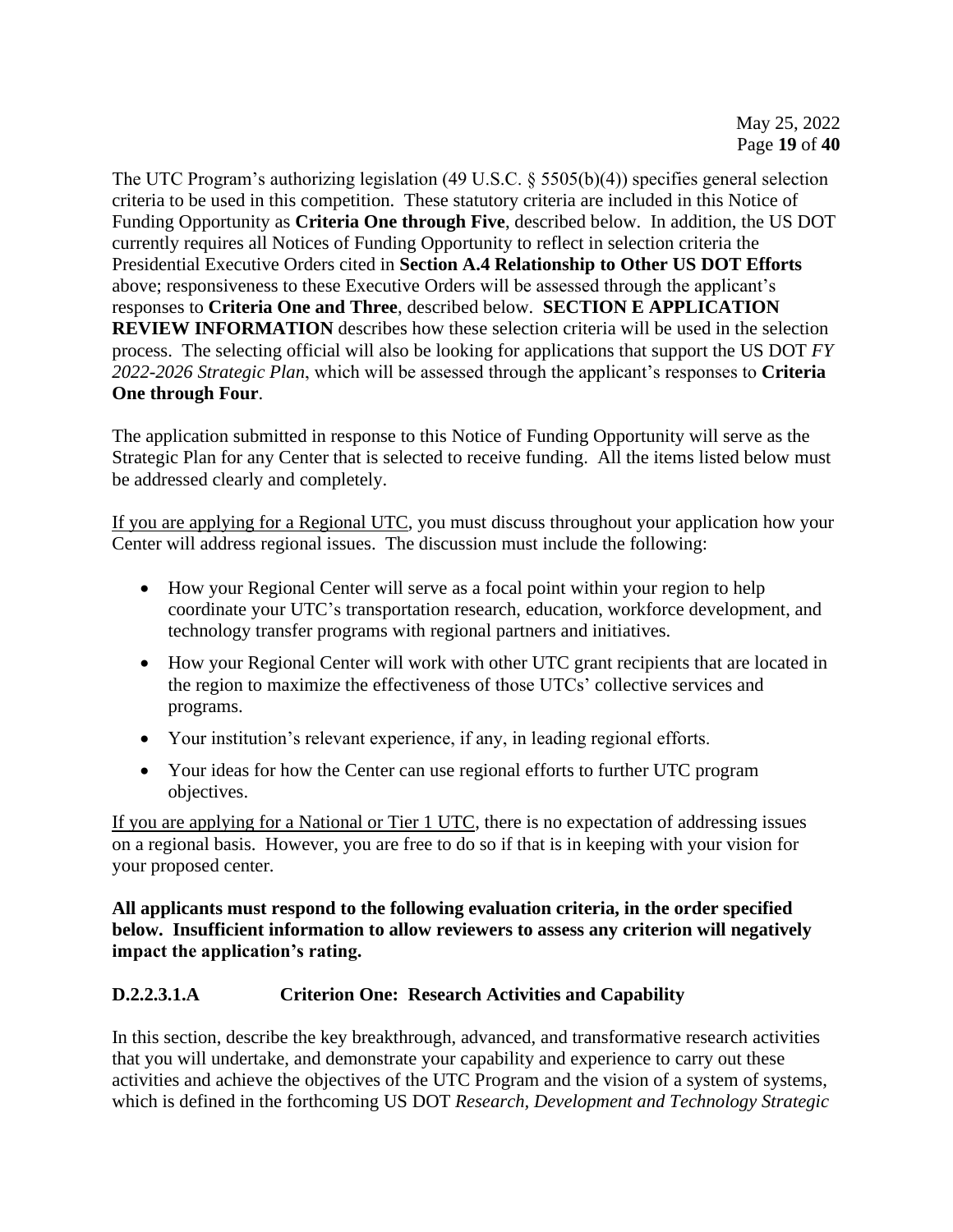The UTC Program's authorizing legislation (49 U.S.C. § 5505(b)(4)) specifies general selection criteria to be used in this competition. These statutory criteria are included in this Notice of Funding Opportunity as **Criteria One through Five**, described below. In addition, the US DOT currently requires all Notices of Funding Opportunity to reflect in selection criteria the Presidential Executive Orders cited in **Section A.4 Relationship to Other US DOT Efforts** above; responsiveness to these Executive Orders will be assessed through the applicant's responses to **Criteria One and Three**, described below. **SECTION E APPLICATION REVIEW INFORMATION** describes how these selection criteria will be used in the selection process. The selecting official will also be looking for applications that support the US DOT *FY 2022-2026 Strategic Plan*, which will be assessed through the applicant's responses to **Criteria One through Four**.

The application submitted in response to this Notice of Funding Opportunity will serve as the Strategic Plan for any Center that is selected to receive funding. All the items listed below must be addressed clearly and completely.

<u>If you are applying for a Regional UTC</u>, you must discuss throughout your application how your Center will address regional issues. The discussion must include the following:

- How your Regional Center will serve as a focal point within your region to help coordinate your UTC's transportation research, education, workforce development, and technology transfer programs with regional partners and initiatives.
- How your Regional Center will work with other UTC grant recipients that are located in the region to maximize the effectiveness of those UTCs' collective services and programs.
- Your institution's relevant experience, if any, in leading regional efforts.
- Your ideas for how the Center can use regional efforts to further UTC program objectives.

<u>If you are applying for a National or Tier 1 UTC</u>, there is no expectation of addressing issues on a regional basis. However, you are free to do so if that is in keeping with your vision for your proposed center.

**All applicants must respond to the following evaluation criteria, in the order specified below. Insufficient information to allow reviewers to assess any criterion will negatively impact the application's rating.**

### D.2.2.3.1.A Criterion One: Research Activities and Capability

In this section, describe the key breakthrough, advanced, and transformative research activities that you will undertake, and demonstrate your capability and experience to carry out these activities and achieve the objectives of the UTC Program and the vision of a system of systems, which is defined in the forthcoming US DOT *Research, Development and Technology Strategic*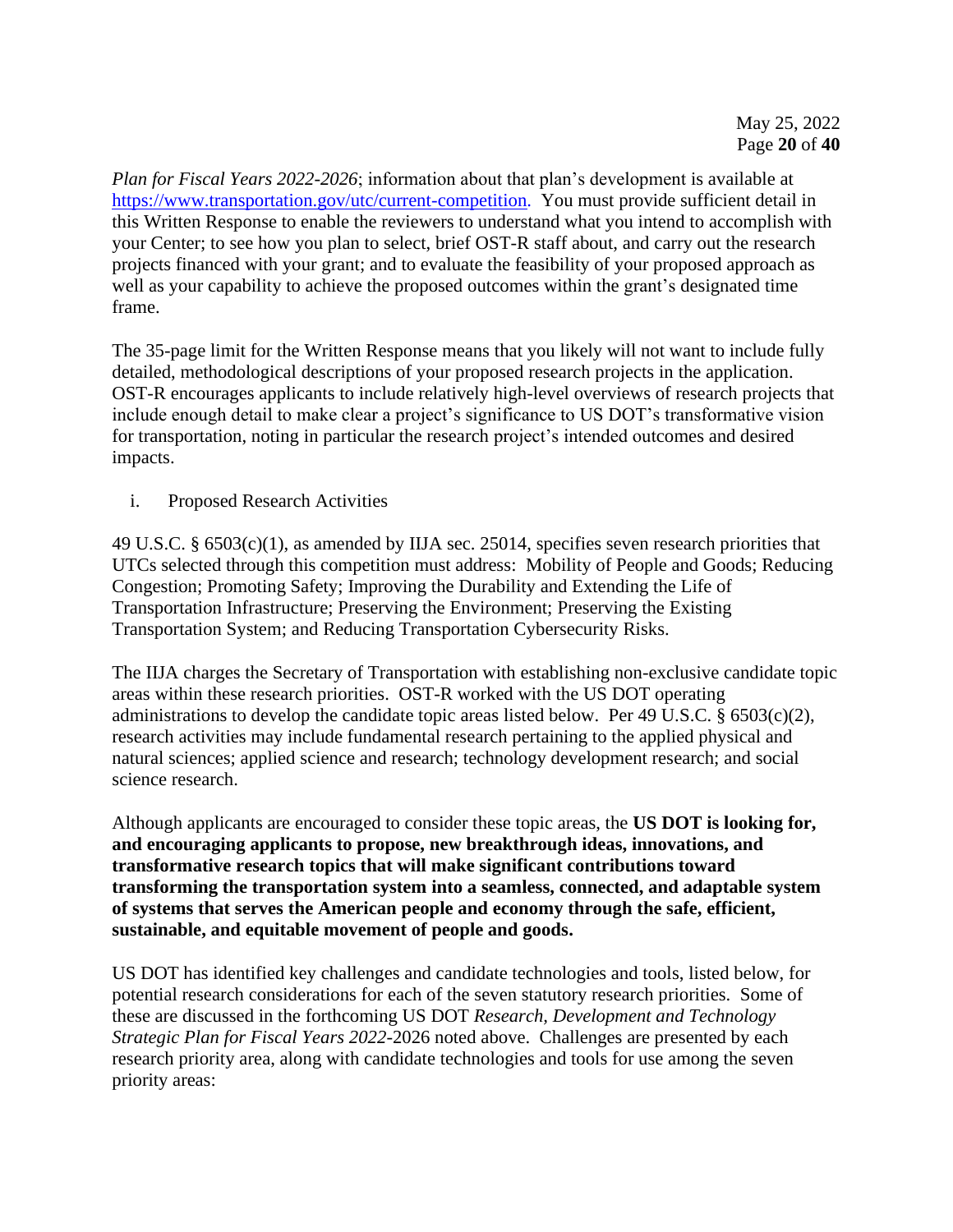*Plan for Fiscal Years 2022-2026*; information about that plan's development is available at https://www.transportation.gov/utc/current-competition. You must provide sufficient detail in this Written Response to enable the reviewers to understand what you intend to accomplish with your Center; to see how you plan to select, brief OST-R staff about, and carry out the research projects financed with your grant; and to evaluate the feasibility of your proposed approach as well as your capability to achieve the proposed outcomes within the grant's designated time frame.

The 35-page limit for the Written Response means that you likely will not want to include fully detailed, methodological descriptions of your proposed research projects in the application. OST-R encourages applicants to include relatively high-level overviews of research projects that include enough detail to make clear a project's significance to US DOT's transformative vision for transportation, noting in particular the research project's intended outcomes and desired impacts.

i. Proposed Research Activities

49 U.S.C. § 6503(c)(1), as amended by IIJA sec. 25014, specifies seven research priorities that UTCs selected through this competition must address: Mobility of People and Goods; Reducing Congestion; Promoting Safety; Improving the Durability and Extending the Life of Transportation Infrastructure; Preserving the Environment; Preserving the Existing Transportation System; and Reducing Transportation Cybersecurity Risks.

The IIJA charges the Secretary of Transportation with establishing non-exclusive candidate topic areas within these research priorities. OST-R worked with the US DOT operating administrations to develop the candidate topic areas listed below. Per 49 U.S.C. § 6503(c)(2), research activities may include fundamental research pertaining to the applied physical and natural sciences; applied science and research; technology development research; and social science research.

Although applicants are encouraged to consider these topic areas, the **US DOT is looking for, and encouraging applicants to propose, new breakthrough ideas, innovations, and transformative research topics that will make significant contributions toward transforming the transportation system into a seamless, connected, and adaptable system of systems that serves the American people and economy through the safe, efficient, sustainable, and equitable movement of people and goods.**

US DOT has identified key challenges and candidate technologies and tools, listed below, for potential research considerations for each of the seven statutory research priorities. Some of these are discussed in the forthcoming US DOT *Research, Development and Technology Strategic Plan for Fiscal Years 2022*-2026 noted above. Challenges are presented by each research priority area, along with candidate technologies and tools for use among the seven priority areas: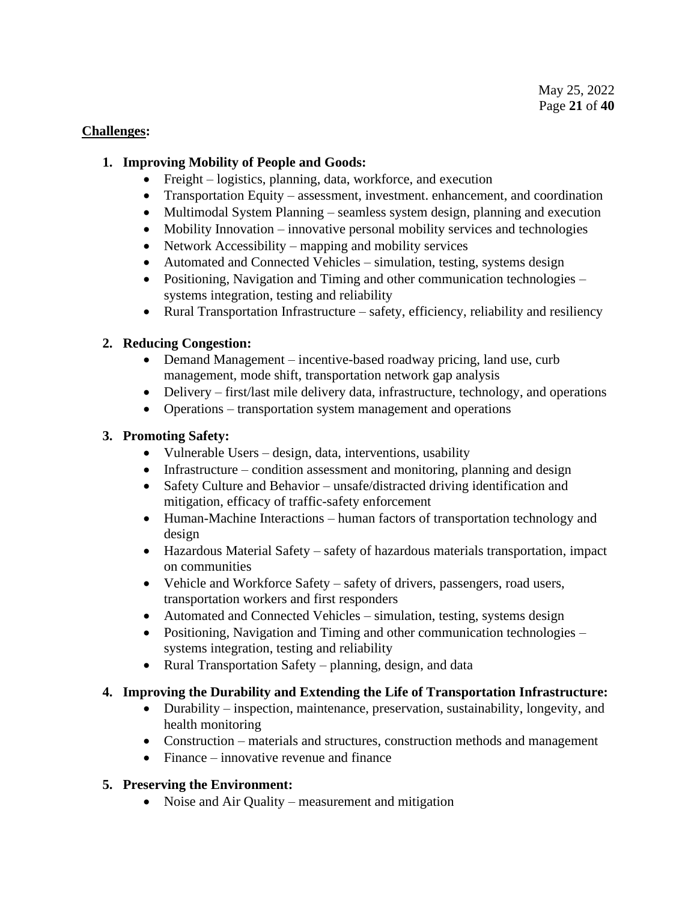**Challenges:**

1. **Improving Mobility of People and Goods:**
    - Freight – logistics, planning, data, workforce, and execution
    - Transportation Equity – assessment, investment. enhancement, and coordination
    - Multimodal System Planning – seamless system design, planning and execution
    - Mobility Innovation – innovative personal mobility services and technologies
    - Network Accessibility – mapping and mobility services
    - Automated and Connected Vehicles – simulation, testing, systems design
    - Positioning, Navigation and Timing and other communication technologies – systems integration, testing and reliability
    - Rural Transportation Infrastructure – safety, efficiency, reliability and resiliency

2. **Reducing Congestion:**
    - Demand Management – incentive-based roadway pricing, land use, curb management, mode shift, transportation network gap analysis
    - Delivery – first/last mile delivery data, infrastructure, technology, and operations
    - Operations – transportation system management and operations

3. **Promoting Safety:**
    - Vulnerable Users – design, data, interventions, usability
    - Infrastructure – condition assessment and monitoring, planning and design
    - Safety Culture and Behavior – unsafe/distracted driving identification and mitigation, efficacy of traffic-safety enforcement
    - Human-Machine Interactions – human factors of transportation technology and design
    - Hazardous Material Safety – safety of hazardous materials transportation, impact on communities
    - Vehicle and Workforce Safety – safety of drivers, passengers, road users, transportation workers and first responders
    - Automated and Connected Vehicles – simulation, testing, systems design
    - Positioning, Navigation and Timing and other communication technologies – systems integration, testing and reliability
    - Rural Transportation Safety – planning, design, and data

4. **Improving the Durability and Extending the Life of Transportation Infrastructure:**
    - Durability – inspection, maintenance, preservation, sustainability, longevity, and health monitoring
    - Construction – materials and structures, construction methods and management
    - Finance – innovative revenue and finance

5. **Preserving the Environment:**
    - Noise and Air Quality – measurement and mitigation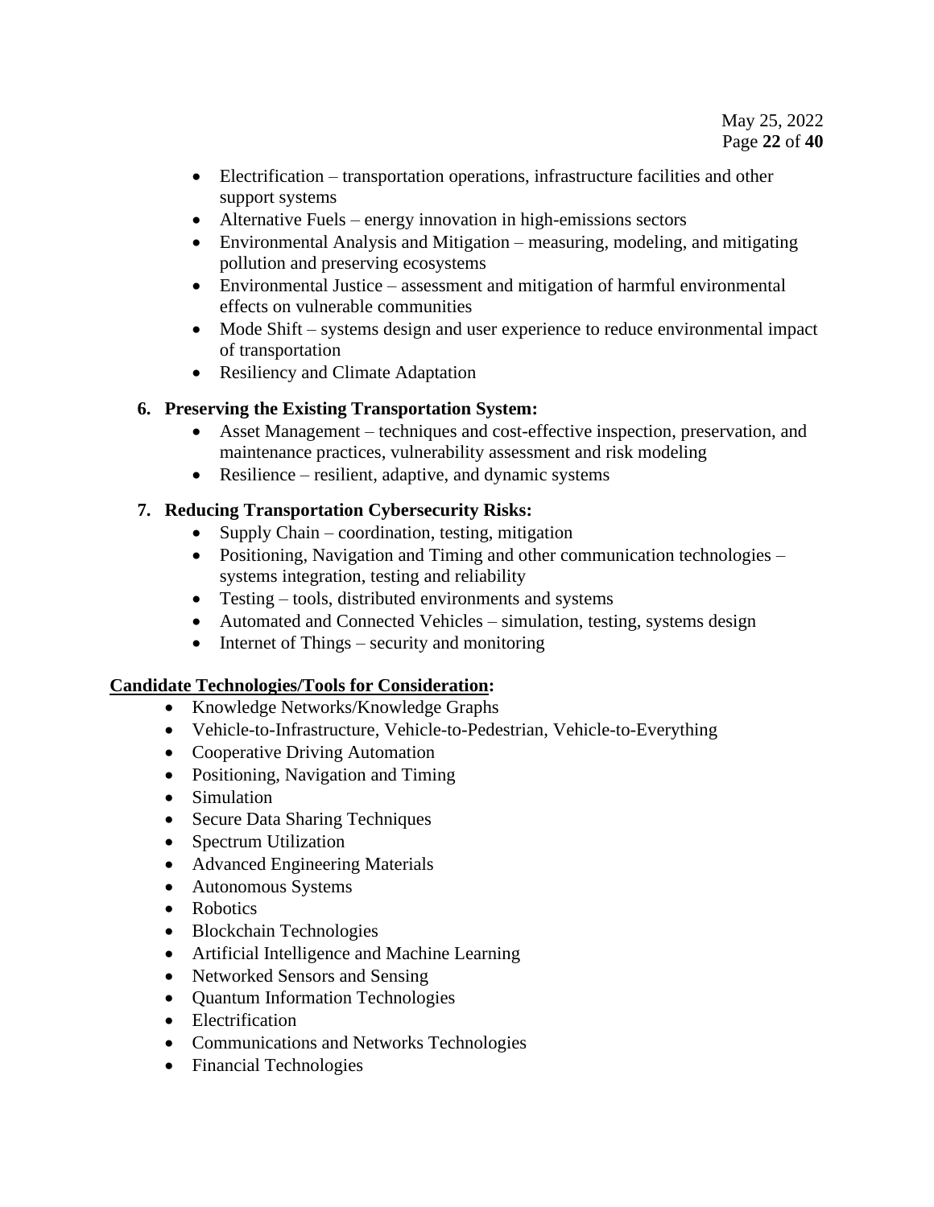- Electrification – transportation operations, infrastructure facilities and other support systems
- Alternative Fuels – energy innovation in high-emissions sectors
- Environmental Analysis and Mitigation – measuring, modeling, and mitigating pollution and preserving ecosystems
- Environmental Justice – assessment and mitigation of harmful environmental effects on vulnerable communities
- Mode Shift – systems design and user experience to reduce environmental impact of transportation
- Resiliency and Climate Adaptation

6. **Preserving the Existing Transportation System:**
   - Asset Management – techniques and cost-effective inspection, preservation, and maintenance practices, vulnerability assessment and risk modeling
   - Resilience – resilient, adaptive, and dynamic systems

7. **Reducing Transportation Cybersecurity Risks:**
   - Supply Chain – coordination, testing, mitigation
   - Positioning, Navigation and Timing and other communication technologies – systems integration, testing and reliability
   - Testing – tools, distributed environments and systems
   - Automated and Connected Vehicles – simulation, testing, systems design
   - Internet of Things – security and monitoring

**Candidate Technologies/Tools for Consideration:**

- Knowledge Networks/Knowledge Graphs
- Vehicle-to-Infrastructure, Vehicle-to-Pedestrian, Vehicle-to-Everything
- Cooperative Driving Automation
- Positioning, Navigation and Timing
- Simulation
- Secure Data Sharing Techniques
- Spectrum Utilization
- Advanced Engineering Materials
- Autonomous Systems
- Robotics
- Blockchain Technologies
- Artificial Intelligence and Machine Learning
- Networked Sensors and Sensing
- Quantum Information Technologies
- Electrification
- Communications and Networks Technologies
- Financial Technologies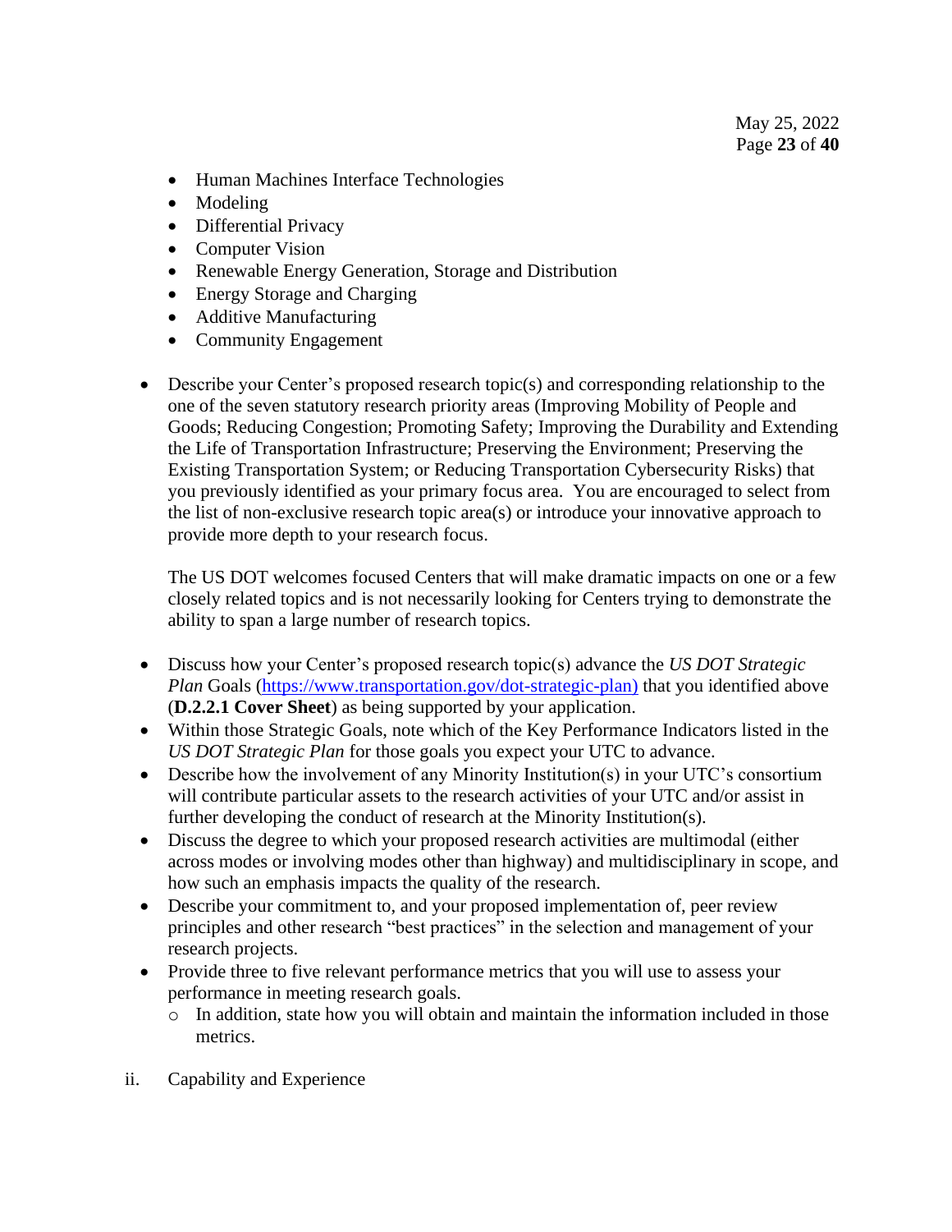- Human Machines Interface Technologies
- Modeling
- Differential Privacy
- Computer Vision
- Renewable Energy Generation, Storage and Distribution
- Energy Storage and Charging
- Additive Manufacturing
- Community Engagement

- Describe your Center's proposed research topic(s) and corresponding relationship to the one of the seven statutory research priority areas (Improving Mobility of People and Goods; Reducing Congestion; Promoting Safety; Improving the Durability and Extending the Life of Transportation Infrastructure; Preserving the Environment; Preserving the Existing Transportation System; or Reducing Transportation Cybersecurity Risks) that you previously identified as your primary focus area. You are encouraged to select from the list of non-exclusive research topic area(s) or introduce your innovative approach to provide more depth to your research focus.

  The US DOT welcomes focused Centers that will make dramatic impacts on one or a few closely related topics and is not necessarily looking for Centers trying to demonstrate the ability to span a large number of research topics.

- Discuss how your Center's proposed research topic(s) advance the *US DOT Strategic Plan* Goals (https://www.transportation.gov/dot-strategic-plan) that you identified above (**D.2.2.1 Cover Sheet**) as being supported by your application.
- Within those Strategic Goals, note which of the Key Performance Indicators listed in the *US DOT Strategic Plan* for those goals you expect your UTC to advance.
- Describe how the involvement of any Minority Institution(s) in your UTC's consortium will contribute particular assets to the research activities of your UTC and/or assist in further developing the conduct of research at the Minority Institution(s).
- Discuss the degree to which your proposed research activities are multimodal (either across modes or involving modes other than highway) and multidisciplinary in scope, and how such an emphasis impacts the quality of the research.
- Describe your commitment to, and your proposed implementation of, peer review principles and other research "best practices" in the selection and management of your research projects.
- Provide three to five relevant performance metrics that you will use to assess your performance in meeting research goals.
  - In addition, state how you will obtain and maintain the information included in those metrics.

ii. Capability and Experience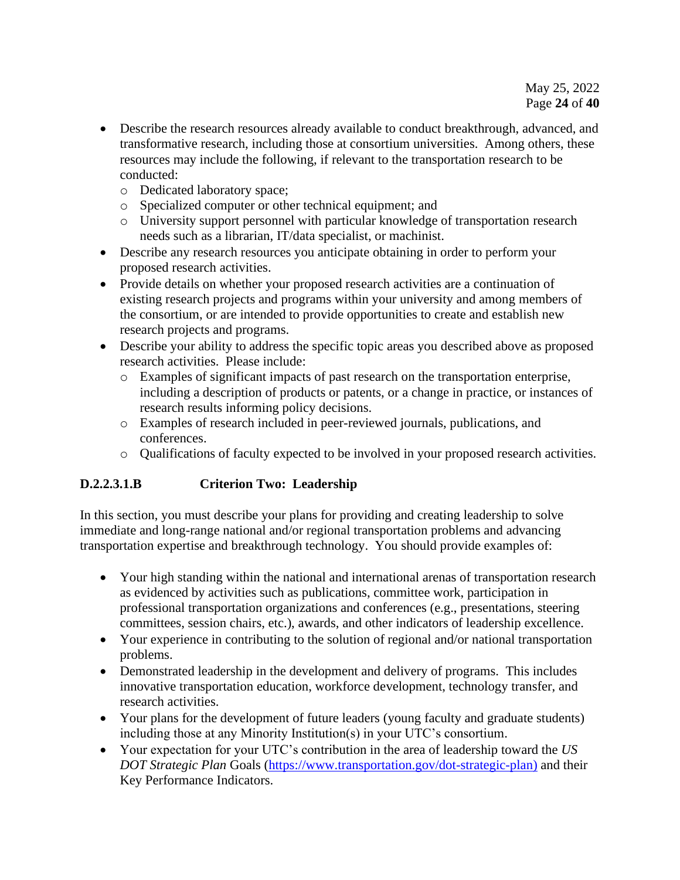- Describe the research resources already available to conduct breakthrough, advanced, and transformative research, including those at consortium universities. Among others, these resources may include the following, if relevant to the transportation research to be conducted:
  - Dedicated laboratory space;
  - Specialized computer or other technical equipment; and
  - University support personnel with particular knowledge of transportation research needs such as a librarian, IT/data specialist, or machinist.
- Describe any research resources you anticipate obtaining in order to perform your proposed research activities.
- Provide details on whether your proposed research activities are a continuation of existing research projects and programs within your university and among members of the consortium, or are intended to provide opportunities to create and establish new research projects and programs.
- Describe your ability to address the specific topic areas you described above as proposed research activities. Please include:
  - Examples of significant impacts of past research on the transportation enterprise, including a description of products or patents, or a change in practice, or instances of research results informing policy decisions.
  - Examples of research included in peer-reviewed journals, publications, and conferences.
  - Qualifications of faculty expected to be involved in your proposed research activities.

### D.2.2.3.1.B Criterion Two: Leadership

In this section, you must describe your plans for providing and creating leadership to solve immediate and long-range national and/or regional transportation problems and advancing transportation expertise and breakthrough technology. You should provide examples of:

- Your high standing within the national and international arenas of transportation research as evidenced by activities such as publications, committee work, participation in professional transportation organizations and conferences (e.g., presentations, steering committees, session chairs, etc.), awards, and other indicators of leadership excellence.
- Your experience in contributing to the solution of regional and/or national transportation problems.
- Demonstrated leadership in the development and delivery of programs. This includes innovative transportation education, workforce development, technology transfer, and research activities.
- Your plans for the development of future leaders (young faculty and graduate students) including those at any Minority Institution(s) in your UTC's consortium.
- Your expectation for your UTC's contribution in the area of leadership toward the *US DOT Strategic Plan* Goals (https://www.transportation.gov/dot-strategic-plan) and their Key Performance Indicators.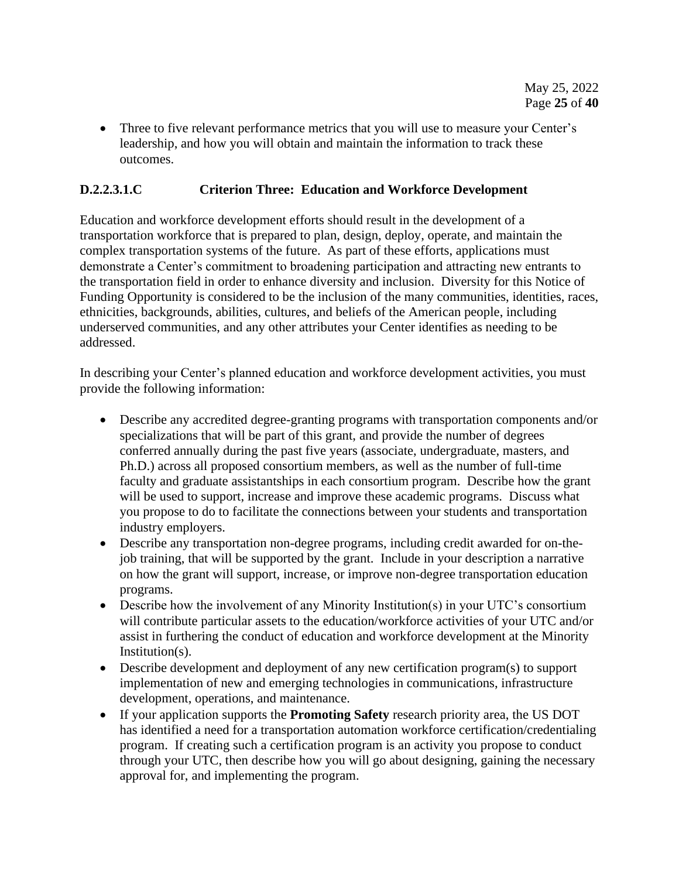- Three to five relevant performance metrics that you will use to measure your Center's leadership, and how you will obtain and maintain the information to track these outcomes.

### D.2.2.3.1.C Criterion Three: Education and Workforce Development

Education and workforce development efforts should result in the development of a transportation workforce that is prepared to plan, design, deploy, operate, and maintain the complex transportation systems of the future. As part of these efforts, applications must demonstrate a Center's commitment to broadening participation and attracting new entrants to the transportation field in order to enhance diversity and inclusion. Diversity for this Notice of Funding Opportunity is considered to be the inclusion of the many communities, identities, races, ethnicities, backgrounds, abilities, cultures, and beliefs of the American people, including underserved communities, and any other attributes your Center identifies as needing to be addressed.

In describing your Center's planned education and workforce development activities, you must provide the following information:

- Describe any accredited degree-granting programs with transportation components and/or specializations that will be part of this grant, and provide the number of degrees conferred annually during the past five years (associate, undergraduate, masters, and Ph.D.) across all proposed consortium members, as well as the number of full-time faculty and graduate assistantships in each consortium program. Describe how the grant will be used to support, increase and improve these academic programs. Discuss what you propose to do to facilitate the connections between your students and transportation industry employers.
- Describe any transportation non-degree programs, including credit awarded for on-the-job training, that will be supported by the grant. Include in your description a narrative on how the grant will support, increase, or improve non-degree transportation education programs.
- Describe how the involvement of any Minority Institution(s) in your UTC's consortium will contribute particular assets to the education/workforce activities of your UTC and/or assist in furthering the conduct of education and workforce development at the Minority Institution(s).
- Describe development and deployment of any new certification program(s) to support implementation of new and emerging technologies in communications, infrastructure development, operations, and maintenance.
- If your application supports the **Promoting Safety** research priority area, the US DOT has identified a need for a transportation automation workforce certification/credentialing program. If creating such a certification program is an activity you propose to conduct through your UTC, then describe how you will go about designing, gaining the necessary approval for, and implementing the program.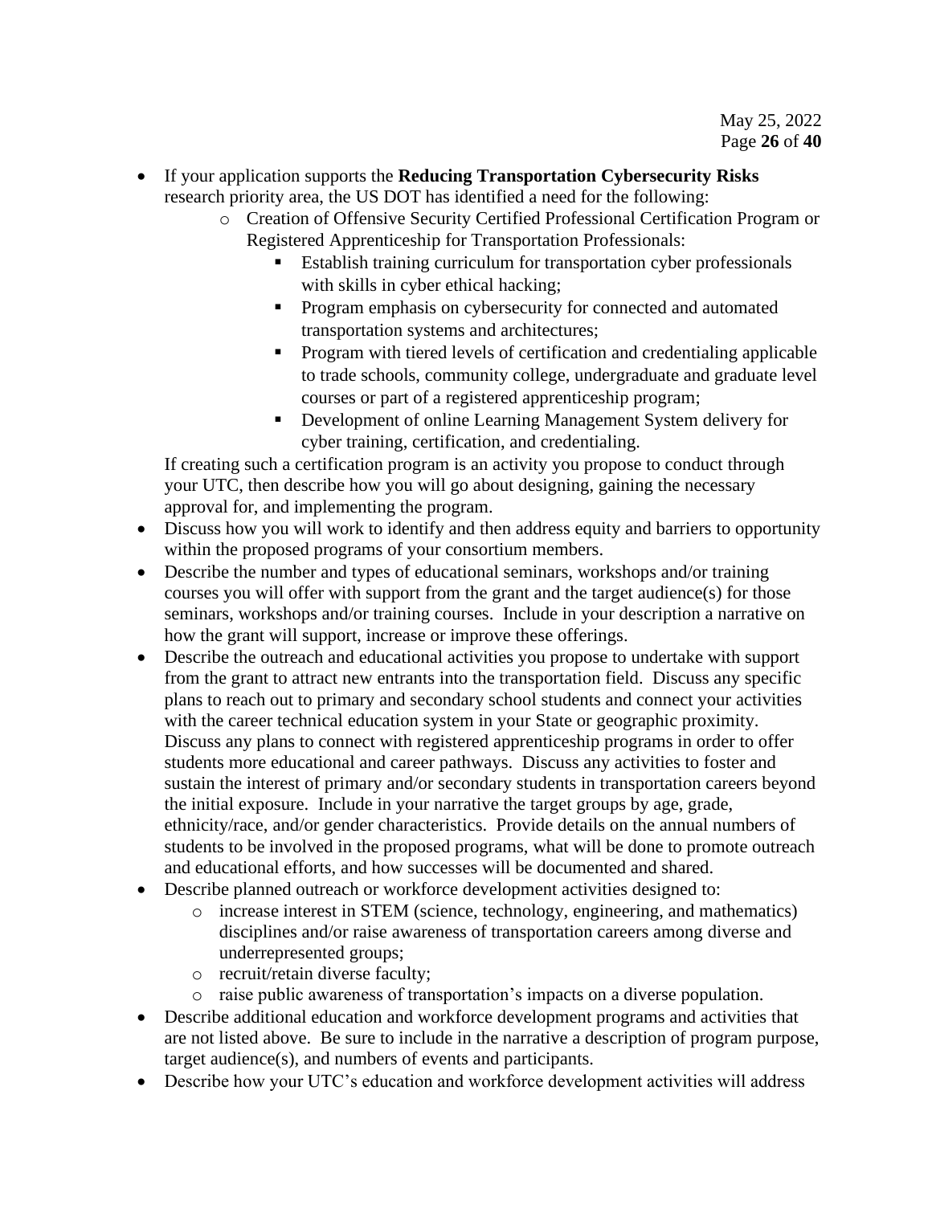- If your application supports the **Reducing Transportation Cybersecurity Risks** research priority area, the US DOT has identified a need for the following:
    - Creation of Offensive Security Certified Professional Certification Program or Registered Apprenticeship for Transportation Professionals:
        - Establish training curriculum for transportation cyber professionals with skills in cyber ethical hacking;
        - Program emphasis on cybersecurity for connected and automated transportation systems and architectures;
        - Program with tiered levels of certification and credentialing applicable to trade schools, community college, undergraduate and graduate level courses or part of a registered apprenticeship program;
        - Development of online Learning Management System delivery for cyber training, certification, and credentialing.

  If creating such a certification program is an activity you propose to conduct through your UTC, then describe how you will go about designing, gaining the necessary approval for, and implementing the program.
- Discuss how you will work to identify and then address equity and barriers to opportunity within the proposed programs of your consortium members.
- Describe the number and types of educational seminars, workshops and/or training courses you will offer with support from the grant and the target audience(s) for those seminars, workshops and/or training courses. Include in your description a narrative on how the grant will support, increase or improve these offerings.
- Describe the outreach and educational activities you propose to undertake with support from the grant to attract new entrants into the transportation field. Discuss any specific plans to reach out to primary and secondary school students and connect your activities with the career technical education system in your State or geographic proximity. Discuss any plans to connect with registered apprenticeship programs in order to offer students more educational and career pathways. Discuss any activities to foster and sustain the interest of primary and/or secondary students in transportation careers beyond the initial exposure. Include in your narrative the target groups by age, grade, ethnicity/race, and/or gender characteristics. Provide details on the annual numbers of students to be involved in the proposed programs, what will be done to promote outreach and educational efforts, and how successes will be documented and shared.
- Describe planned outreach or workforce development activities designed to:
    - increase interest in STEM (science, technology, engineering, and mathematics) disciplines and/or raise awareness of transportation careers among diverse and underrepresented groups;
    - recruit/retain diverse faculty;
    - raise public awareness of transportation's impacts on a diverse population.
- Describe additional education and workforce development programs and activities that are not listed above. Be sure to include in the narrative a description of program purpose, target audience(s), and numbers of events and participants.
- Describe how your UTC's education and workforce development activities will address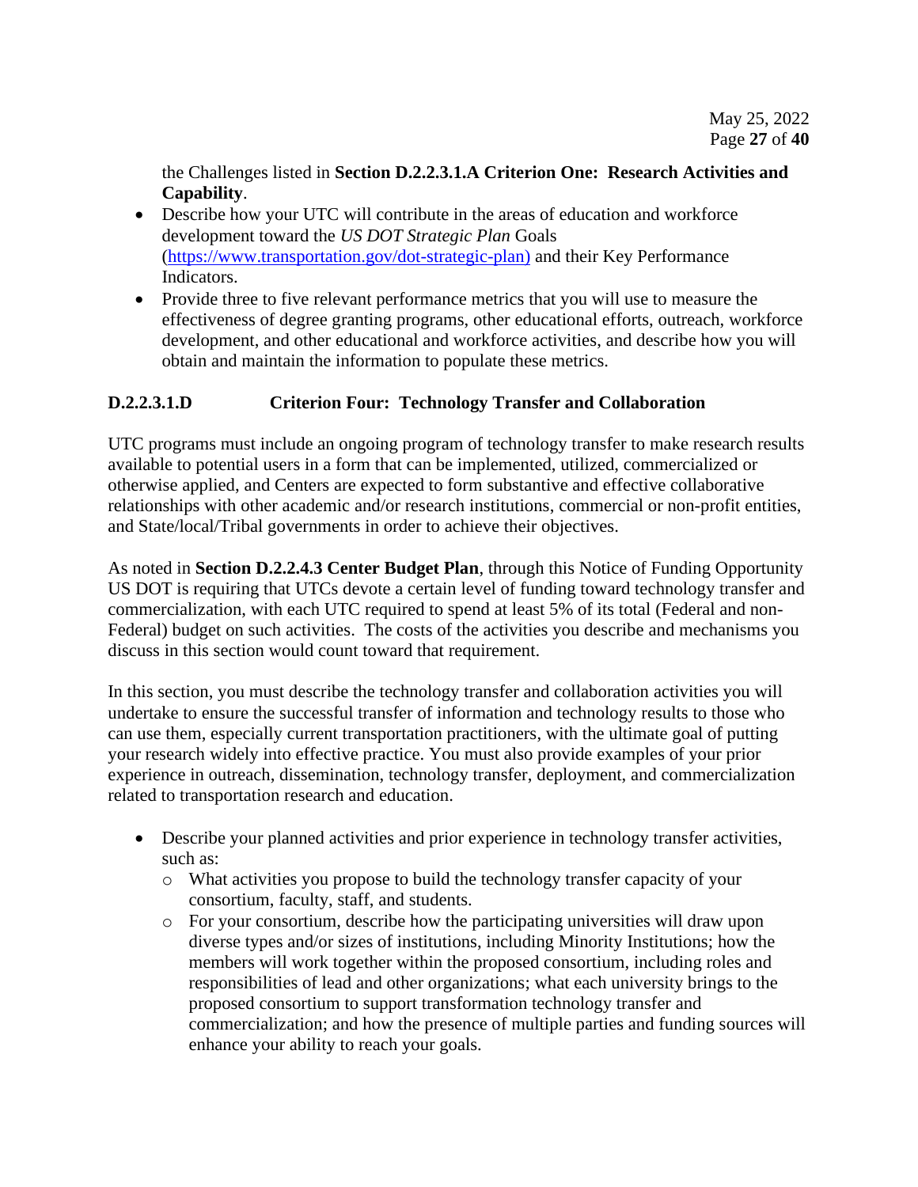the Challenges listed in **Section D.2.2.3.1.A Criterion One: Research Activities and Capability**.

- Describe how your UTC will contribute in the areas of education and workforce development toward the *US DOT Strategic Plan* Goals (https://www.transportation.gov/dot-strategic-plan) and their Key Performance Indicators.
- Provide three to five relevant performance metrics that you will use to measure the effectiveness of degree granting programs, other educational efforts, outreach, workforce development, and other educational and workforce activities, and describe how you will obtain and maintain the information to populate these metrics.

#### D.2.2.3.1.D Criterion Four: Technology Transfer and Collaboration

UTC programs must include an ongoing program of technology transfer to make research results available to potential users in a form that can be implemented, utilized, commercialized or otherwise applied, and Centers are expected to form substantive and effective collaborative relationships with other academic and/or research institutions, commercial or non-profit entities, and State/local/Tribal governments in order to achieve their objectives.

As noted in **Section D.2.2.4.3 Center Budget Plan**, through this Notice of Funding Opportunity US DOT is requiring that UTCs devote a certain level of funding toward technology transfer and commercialization, with each UTC required to spend at least 5% of its total (Federal and non-Federal) budget on such activities. The costs of the activities you describe and mechanisms you discuss in this section would count toward that requirement.

In this section, you must describe the technology transfer and collaboration activities you will undertake to ensure the successful transfer of information and technology results to those who can use them, especially current transportation practitioners, with the ultimate goal of putting your research widely into effective practice. You must also provide examples of your prior experience in outreach, dissemination, technology transfer, deployment, and commercialization related to transportation research and education.

- Describe your planned activities and prior experience in technology transfer activities, such as:
  - What activities you propose to build the technology transfer capacity of your consortium, faculty, staff, and students.
  - For your consortium, describe how the participating universities will draw upon diverse types and/or sizes of institutions, including Minority Institutions; how the members will work together within the proposed consortium, including roles and responsibilities of lead and other organizations; what each university brings to the proposed consortium to support transformation technology transfer and commercialization; and how the presence of multiple parties and funding sources will enhance your ability to reach your goals.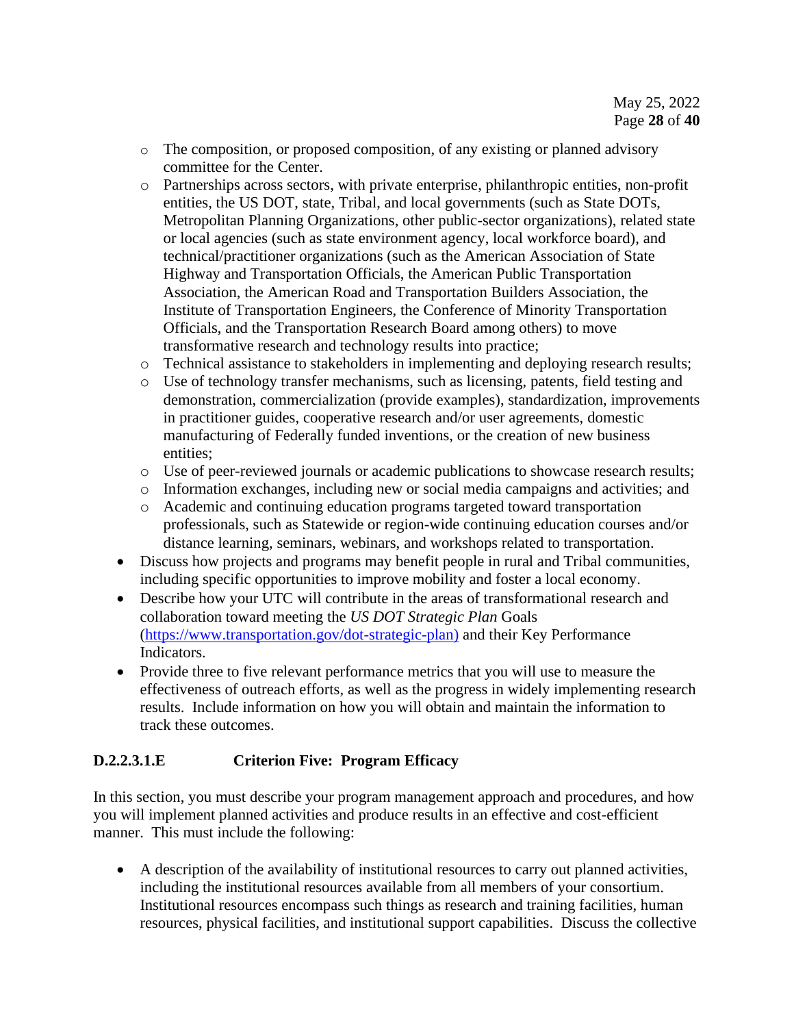- The composition, or proposed composition, of any existing or planned advisory committee for the Center.
  - Partnerships across sectors, with private enterprise, philanthropic entities, non-profit entities, the US DOT, state, Tribal, and local governments (such as State DOTs, Metropolitan Planning Organizations, other public-sector organizations), related state or local agencies (such as state environment agency, local workforce board), and technical/practitioner organizations (such as the American Association of State Highway and Transportation Officials, the American Public Transportation Association, the American Road and Transportation Builders Association, the Institute of Transportation Engineers, the Conference of Minority Transportation Officials, and the Transportation Research Board among others) to move transformative research and technology results into practice;
  - Technical assistance to stakeholders in implementing and deploying research results;
  - Use of technology transfer mechanisms, such as licensing, patents, field testing and demonstration, commercialization (provide examples), standardization, improvements in practitioner guides, cooperative research and/or user agreements, domestic manufacturing of Federally funded inventions, or the creation of new business entities;
  - Use of peer-reviewed journals or academic publications to showcase research results;
  - Information exchanges, including new or social media campaigns and activities; and
  - Academic and continuing education programs targeted toward transportation professionals, such as Statewide or region-wide continuing education courses and/or distance learning, seminars, webinars, and workshops related to transportation.
- Discuss how projects and programs may benefit people in rural and Tribal communities, including specific opportunities to improve mobility and foster a local economy.
- Describe how your UTC will contribute in the areas of transformational research and collaboration toward meeting the *US DOT Strategic Plan* Goals (https://www.transportation.gov/dot-strategic-plan) and their Key Performance Indicators.
- Provide three to five relevant performance metrics that you will use to measure the effectiveness of outreach efforts, as well as the progress in widely implementing research results. Include information on how you will obtain and maintain the information to track these outcomes.

#### D.2.2.3.1.E Criterion Five: Program Efficacy

In this section, you must describe your program management approach and procedures, and how you will implement planned activities and produce results in an effective and cost-efficient manner. This must include the following:

- A description of the availability of institutional resources to carry out planned activities, including the institutional resources available from all members of your consortium. Institutional resources encompass such things as research and training facilities, human resources, physical facilities, and institutional support capabilities. Discuss the collective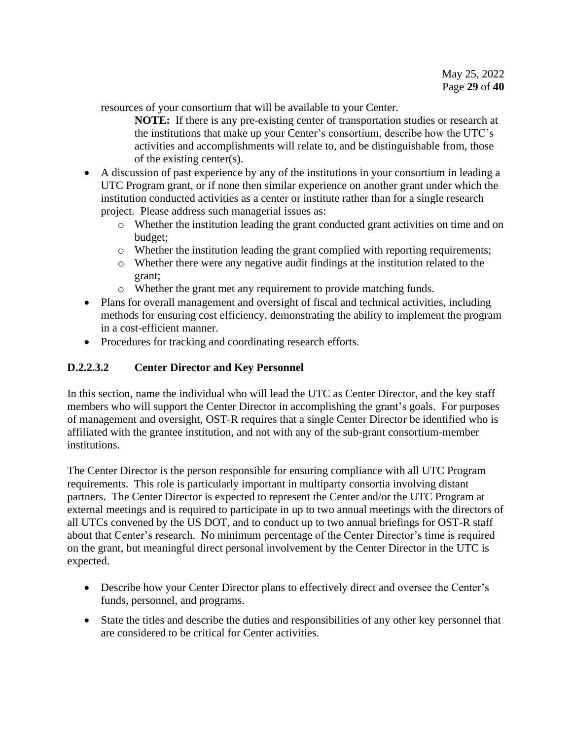resources of your consortium that will be available to your Center.

> **NOTE:** If there is any pre-existing center of transportation studies or research at the institutions that make up your Center's consortium, describe how the UTC's activities and accomplishments will relate to, and be distinguishable from, those of the existing center(s).

- A discussion of past experience by any of the institutions in your consortium in leading a UTC Program grant, or if none then similar experience on another grant under which the institution conducted activities as a center or institute rather than for a single research project. Please address such managerial issues as:
  - Whether the institution leading the grant conducted grant activities on time and on budget;
  - Whether the institution leading the grant complied with reporting requirements;
  - Whether there were any negative audit findings at the institution related to the grant;
  - Whether the grant met any requirement to provide matching funds.
- Plans for overall management and oversight of fiscal and technical activities, including methods for ensuring cost efficiency, demonstrating the ability to implement the program in a cost-efficient manner.
- Procedures for tracking and coordinating research efforts.

### D.2.2.3.2 Center Director and Key Personnel

In this section, name the individual who will lead the UTC as Center Director, and the key staff members who will support the Center Director in accomplishing the grant's goals. For purposes of management and oversight, OST-R requires that a single Center Director be identified who is affiliated with the grantee institution, and not with any of the sub-grant consortium-member institutions.

The Center Director is the person responsible for ensuring compliance with all UTC Program requirements. This role is particularly important in multiparty consortia involving distant partners. The Center Director is expected to represent the Center and/or the UTC Program at external meetings and is required to participate in up to two annual meetings with the directors of all UTCs convened by the US DOT, and to conduct up to two annual briefings for OST-R staff about that Center's research. No minimum percentage of the Center Director's time is required on the grant, but meaningful direct personal involvement by the Center Director in the UTC is expected.

- Describe how your Center Director plans to effectively direct and oversee the Center's funds, personnel, and programs.
- State the titles and describe the duties and responsibilities of any other key personnel that are considered to be critical for Center activities.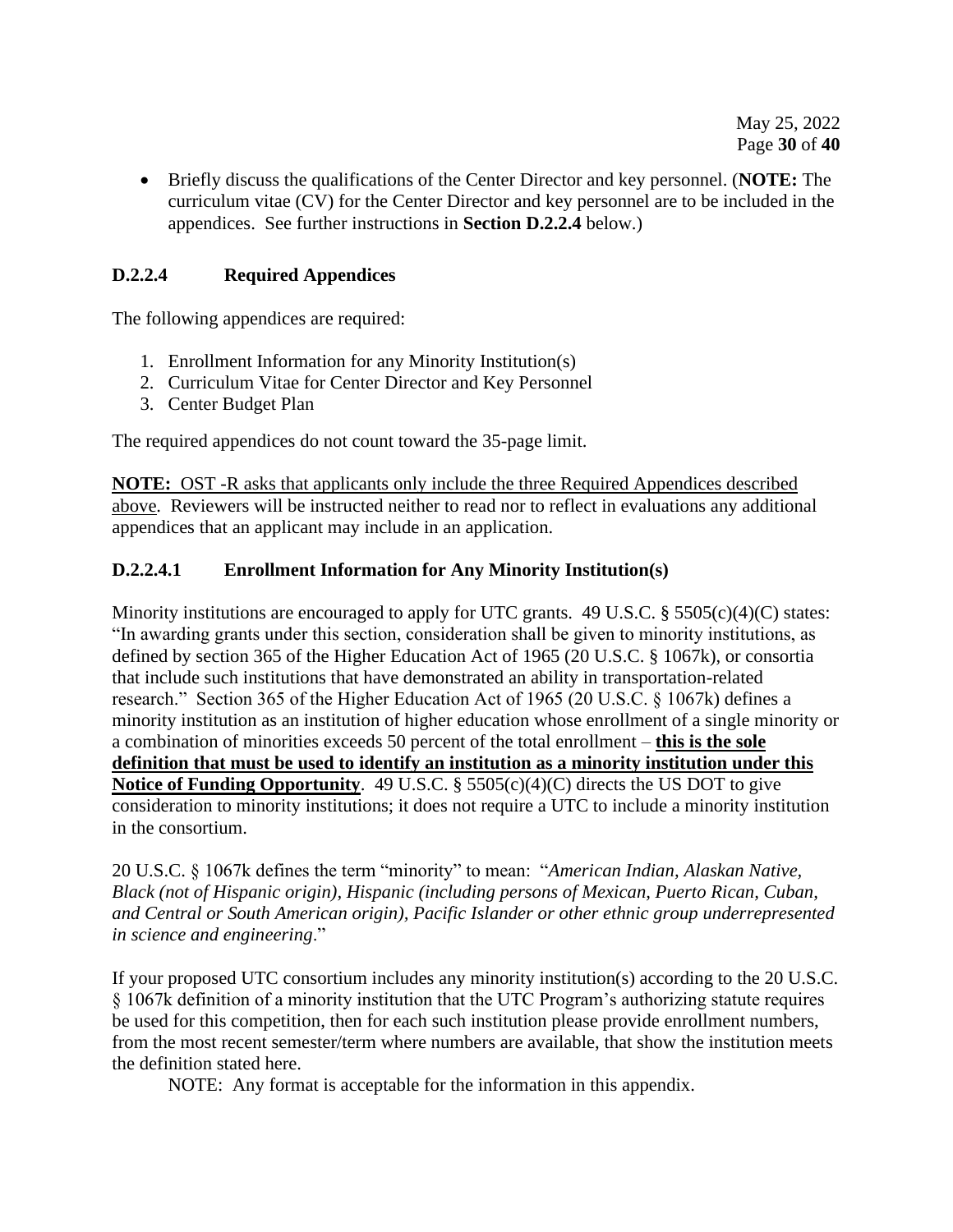- Briefly discuss the qualifications of the Center Director and key personnel. (**NOTE:** The curriculum vitae (CV) for the Center Director and key personnel are to be included in the appendices. See further instructions in **Section D.2.2.4** below.)

### D.2.2.4 Required Appendices

The following appendices are required:

1. Enrollment Information for any Minority Institution(s)
2. Curriculum Vitae for Center Director and Key Personnel
3. Center Budget Plan

The required appendices do not count toward the 35-page limit.

<u>**NOTE:** OST -R asks that applicants only include the three Required Appendices described above</u>. Reviewers will be instructed neither to read nor to reflect in evaluations any additional appendices that an applicant may include in an application.

### D.2.2.4.1 Enrollment Information for Any Minority Institution(s)

Minority institutions are encouraged to apply for UTC grants. 49 U.S.C. § 5505(c)(4)(C) states: "In awarding grants under this section, consideration shall be given to minority institutions, as defined by section 365 of the Higher Education Act of 1965 (20 U.S.C. § 1067k), or consortia that include such institutions that have demonstrated an ability in transportation-related research." Section 365 of the Higher Education Act of 1965 (20 U.S.C. § 1067k) defines a minority institution as an institution of higher education whose enrollment of a single minority or a combination of minorities exceeds 50 percent of the total enrollment – <u>**this is the sole definition that must be used to identify an institution as a minority institution under this Notice of Funding Opportunity**</u>. 49 U.S.C. § 5505(c)(4)(C) directs the US DOT to give consideration to minority institutions; it does not require a UTC to include a minority institution in the consortium.

20 U.S.C. § 1067k defines the term "minority" to mean: "*American Indian, Alaskan Native, Black (not of Hispanic origin), Hispanic (including persons of Mexican, Puerto Rican, Cuban, and Central or South American origin), Pacific Islander or other ethnic group underrepresented in science and engineering*."

If your proposed UTC consortium includes any minority institution(s) according to the 20 U.S.C. § 1067k definition of a minority institution that the UTC Program's authorizing statute requires be used for this competition, then for each such institution please provide enrollment numbers, from the most recent semester/term where numbers are available, that show the institution meets the definition stated here.

NOTE: Any format is acceptable for the information in this appendix.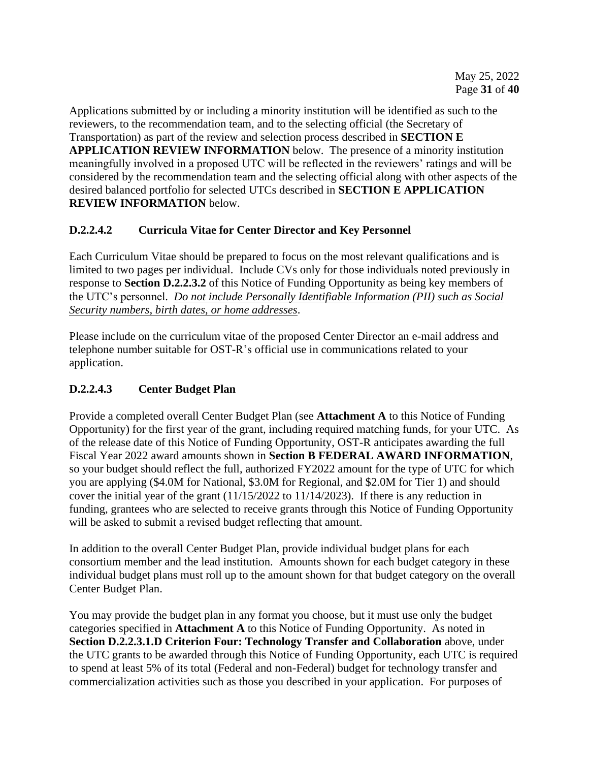Applications submitted by or including a minority institution will be identified as such to the reviewers, to the recommendation team, and to the selecting official (the Secretary of Transportation) as part of the review and selection process described in **SECTION E APPLICATION REVIEW INFORMATION** below. The presence of a minority institution meaningfully involved in a proposed UTC will be reflected in the reviewers' ratings and will be considered by the recommendation team and the selecting official along with other aspects of the desired balanced portfolio for selected UTCs described in **SECTION E APPLICATION REVIEW INFORMATION** below.

### D.2.2.4.2 Curricula Vitae for Center Director and Key Personnel

Each Curriculum Vitae should be prepared to focus on the most relevant qualifications and is limited to two pages per individual. Include CVs only for those individuals noted previously in response to **Section D.2.2.3.2** of this Notice of Funding Opportunity as being key members of the UTC's personnel. *Do not include Personally Identifiable Information (PII) such as Social Security numbers, birth dates, or home addresses*.

Please include on the curriculum vitae of the proposed Center Director an e-mail address and telephone number suitable for OST-R's official use in communications related to your application.

### D.2.2.4.3 Center Budget Plan

Provide a completed overall Center Budget Plan (see **Attachment A** to this Notice of Funding Opportunity) for the first year of the grant, including required matching funds, for your UTC. As of the release date of this Notice of Funding Opportunity, OST-R anticipates awarding the full Fiscal Year 2022 award amounts shown in **Section B FEDERAL AWARD INFORMATION**, so your budget should reflect the full, authorized FY2022 amount for the type of UTC for which you are applying ($4.0M for National, $3.0M for Regional, and $2.0M for Tier 1) and should cover the initial year of the grant (11/15/2022 to 11/14/2023). If there is any reduction in funding, grantees who are selected to receive grants through this Notice of Funding Opportunity will be asked to submit a revised budget reflecting that amount.

In addition to the overall Center Budget Plan, provide individual budget plans for each consortium member and the lead institution. Amounts shown for each budget category in these individual budget plans must roll up to the amount shown for that budget category on the overall Center Budget Plan.

You may provide the budget plan in any format you choose, but it must use only the budget categories specified in **Attachment A** to this Notice of Funding Opportunity. As noted in **Section D.2.2.3.1.D Criterion Four: Technology Transfer and Collaboration** above, under the UTC grants to be awarded through this Notice of Funding Opportunity, each UTC is required to spend at least 5% of its total (Federal and non-Federal) budget for technology transfer and commercialization activities such as those you described in your application. For purposes of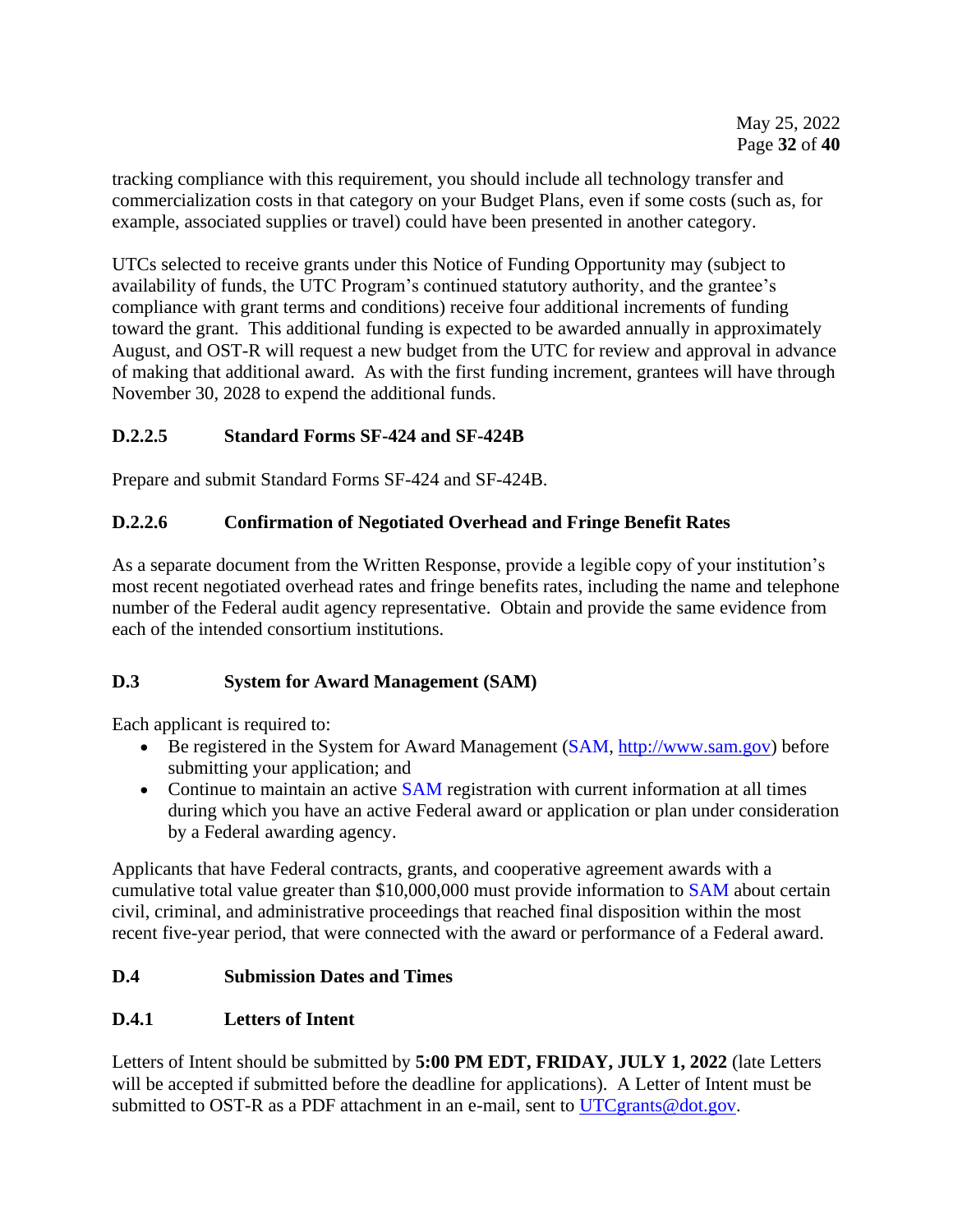tracking compliance with this requirement, you should include all technology transfer and commercialization costs in that category on your Budget Plans, even if some costs (such as, for example, associated supplies or travel) could have been presented in another category.

UTCs selected to receive grants under this Notice of Funding Opportunity may (subject to availability of funds, the UTC Program's continued statutory authority, and the grantee's compliance with grant terms and conditions) receive four additional increments of funding toward the grant. This additional funding is expected to be awarded annually in approximately August, and OST-R will request a new budget from the UTC for review and approval in advance of making that additional award. As with the first funding increment, grantees will have through November 30, 2028 to expend the additional funds.

#### D.2.2.5 Standard Forms SF-424 and SF-424B

Prepare and submit Standard Forms SF-424 and SF-424B.

#### D.2.2.6 Confirmation of Negotiated Overhead and Fringe Benefit Rates

As a separate document from the Written Response, provide a legible copy of your institution's most recent negotiated overhead rates and fringe benefits rates, including the name and telephone number of the Federal audit agency representative. Obtain and provide the same evidence from each of the intended consortium institutions.

### D.3 System for Award Management (SAM)

Each applicant is required to:

- Be registered in the System for Award Management (SAM, http://www.sam.gov) before submitting your application; and
- Continue to maintain an active SAM registration with current information at all times during which you have an active Federal award or application or plan under consideration by a Federal awarding agency.

Applicants that have Federal contracts, grants, and cooperative agreement awards with a cumulative total value greater than $10,000,000 must provide information to SAM about certain civil, criminal, and administrative proceedings that reached final disposition within the most recent five-year period, that were connected with the award or performance of a Federal award.

### D.4 Submission Dates and Times

#### D.4.1 Letters of Intent

Letters of Intent should be submitted by **5:00 PM EDT, FRIDAY, JULY 1, 2022** (late Letters will be accepted if submitted before the deadline for applications). A Letter of Intent must be submitted to OST-R as a PDF attachment in an e-mail, sent to UTCgrants@dot.gov.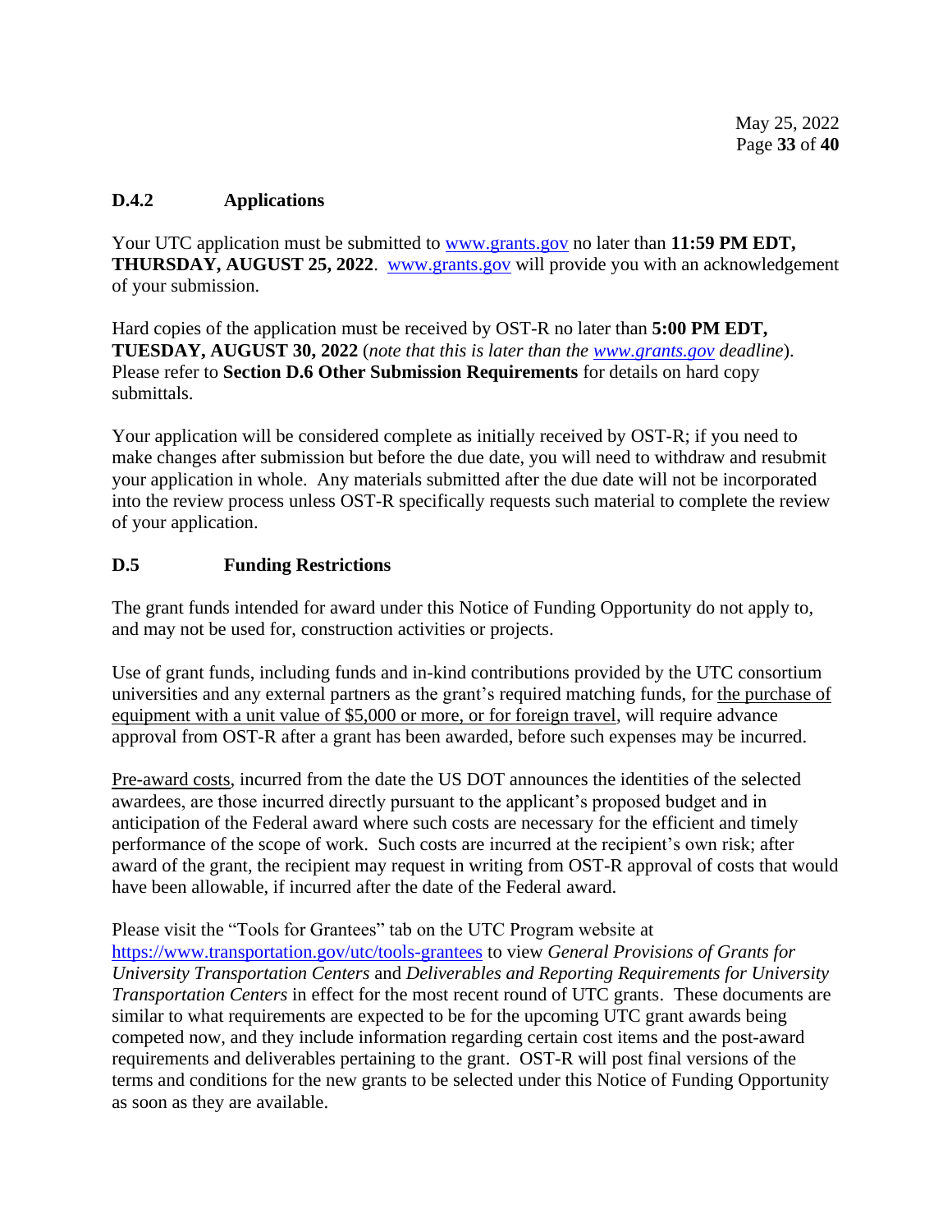### D.4.2 Applications

Your UTC application must be submitted to [www.grants.gov](www.grants.gov) no later than **11:59 PM EDT, THURSDAY, AUGUST 25, 2022**. [www.grants.gov](www.grants.gov) will provide you with an acknowledgement of your submission.

Hard copies of the application must be received by OST-R no later than **5:00 PM EDT, TUESDAY, AUGUST 30, 2022** (*note that this is later than the [www.grants.gov](www.grants.gov) deadline*). Please refer to **Section D.6 Other Submission Requirements** for details on hard copy submittals.

Your application will be considered complete as initially received by OST-R; if you need to make changes after submission but before the due date, you will need to withdraw and resubmit your application in whole. Any materials submitted after the due date will not be incorporated into the review process unless OST-R specifically requests such material to complete the review of your application.

### D.5 Funding Restrictions

The grant funds intended for award under this Notice of Funding Opportunity do not apply to, and may not be used for, construction activities or projects.

Use of grant funds, including funds and in-kind contributions provided by the UTC consortium universities and any external partners as the grant's required matching funds, for the purchase of equipment with a unit value of $5,000 or more, or for foreign travel, will require advance approval from OST-R after a grant has been awarded, before such expenses may be incurred.

Pre-award costs, incurred from the date the US DOT announces the identities of the selected awardees, are those incurred directly pursuant to the applicant's proposed budget and in anticipation of the Federal award where such costs are necessary for the efficient and timely performance of the scope of work. Such costs are incurred at the recipient's own risk; after award of the grant, the recipient may request in writing from OST-R approval of costs that would have been allowable, if incurred after the date of the Federal award.

Please visit the "Tools for Grantees" tab on the UTC Program website at [https://www.transportation.gov/utc/tools-grantees](https://www.transportation.gov/utc/tools-grantees) to view *General Provisions of Grants for University Transportation Centers* and *Deliverables and Reporting Requirements for University Transportation Centers* in effect for the most recent round of UTC grants. These documents are similar to what requirements are expected to be for the upcoming UTC grant awards being competed now, and they include information regarding certain cost items and the post-award requirements and deliverables pertaining to the grant. OST-R will post final versions of the terms and conditions for the new grants to be selected under this Notice of Funding Opportunity as soon as they are available.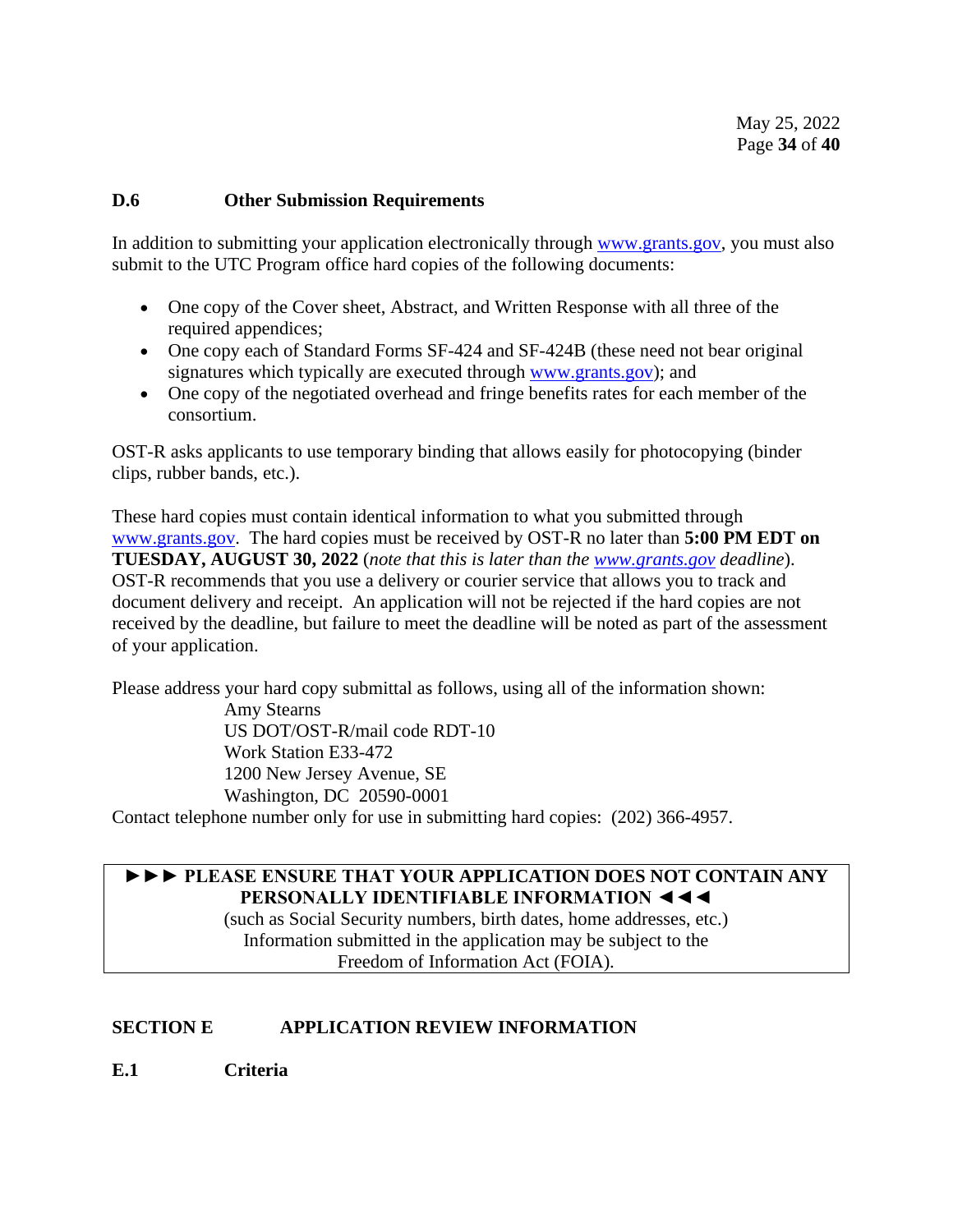### D.6 Other Submission Requirements

In addition to submitting your application electronically through www.grants.gov, you must also submit to the UTC Program office hard copies of the following documents:

- One copy of the Cover sheet, Abstract, and Written Response with all three of the required appendices;
- One copy each of Standard Forms SF-424 and SF-424B (these need not bear original signatures which typically are executed through www.grants.gov); and
- One copy of the negotiated overhead and fringe benefits rates for each member of the consortium.

OST-R asks applicants to use temporary binding that allows easily for photocopying (binder clips, rubber bands, etc.).

These hard copies must contain identical information to what you submitted through www.grants.gov. The hard copies must be received by OST-R no later than **5:00 PM EDT on TUESDAY, AUGUST 30, 2022** (*note that this is later than the www.grants.gov deadline*). OST-R recommends that you use a delivery or courier service that allows you to track and document delivery and receipt. An application will not be rejected if the hard copies are not received by the deadline, but failure to meet the deadline will be noted as part of the assessment of your application.

Please address your hard copy submittal as follows, using all of the information shown:

Amy Stearns
US DOT/OST-R/mail code RDT-10
Work Station E33-472
1200 New Jersey Avenue, SE
Washington, DC 20590-0001

Contact telephone number only for use in submitting hard copies: (202) 366-4957.

**►►► PLEASE ENSURE THAT YOUR APPLICATION DOES NOT CONTAIN ANY PERSONALLY IDENTIFIABLE INFORMATION ◄◄◄**
(such as Social Security numbers, birth dates, home addresses, etc.)
Information submitted in the application may be subject to the Freedom of Information Act (FOIA).

## SECTION E APPLICATION REVIEW INFORMATION

### E.1 Criteria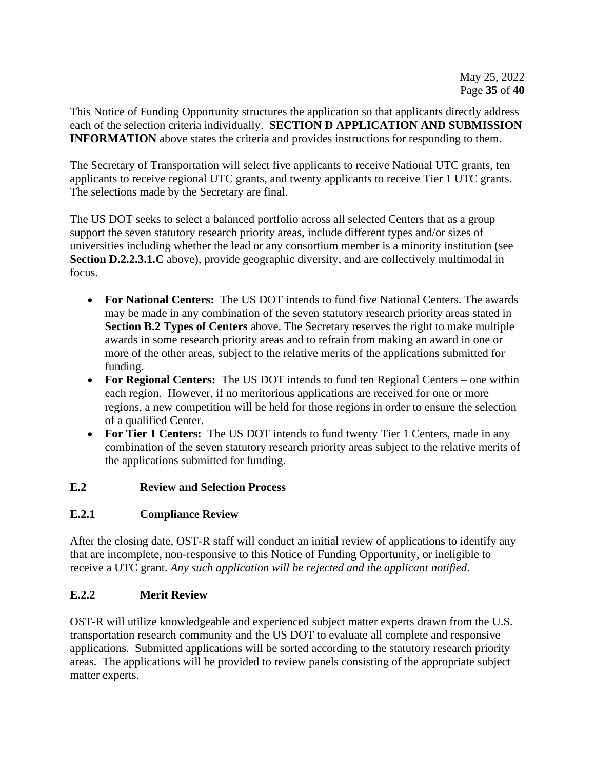This Notice of Funding Opportunity structures the application so that applicants directly address each of the selection criteria individually. **SECTION D APPLICATION AND SUBMISSION INFORMATION** above states the criteria and provides instructions for responding to them.

The Secretary of Transportation will select five applicants to receive National UTC grants, ten applicants to receive regional UTC grants, and twenty applicants to receive Tier 1 UTC grants. The selections made by the Secretary are final.

The US DOT seeks to select a balanced portfolio across all selected Centers that as a group support the seven statutory research priority areas, include different types and/or sizes of universities including whether the lead or any consortium member is a minority institution (see **Section D.2.2.3.1.C** above), provide geographic diversity, and are collectively multimodal in focus.

- **For National Centers:** The US DOT intends to fund five National Centers. The awards may be made in any combination of the seven statutory research priority areas stated in **Section B.2 Types of Centers** above. The Secretary reserves the right to make multiple awards in some research priority areas and to refrain from making an award in one or more of the other areas, subject to the relative merits of the applications submitted for funding.
- **For Regional Centers:** The US DOT intends to fund ten Regional Centers – one within each region. However, if no meritorious applications are received for one or more regions, a new competition will be held for those regions in order to ensure the selection of a qualified Center.
- **For Tier 1 Centers:** The US DOT intends to fund twenty Tier 1 Centers, made in any combination of the seven statutory research priority areas subject to the relative merits of the applications submitted for funding.

## E.2 Review and Selection Process

### E.2.1 Compliance Review

After the closing date, OST-R staff will conduct an initial review of applications to identify any that are incomplete, non-responsive to this Notice of Funding Opportunity, or ineligible to receive a UTC grant. *Any such application will be rejected and the applicant notified*.

### E.2.2 Merit Review

OST-R will utilize knowledgeable and experienced subject matter experts drawn from the U.S. transportation research community and the US DOT to evaluate all complete and responsive applications. Submitted applications will be sorted according to the statutory research priority areas. The applications will be provided to review panels consisting of the appropriate subject matter experts.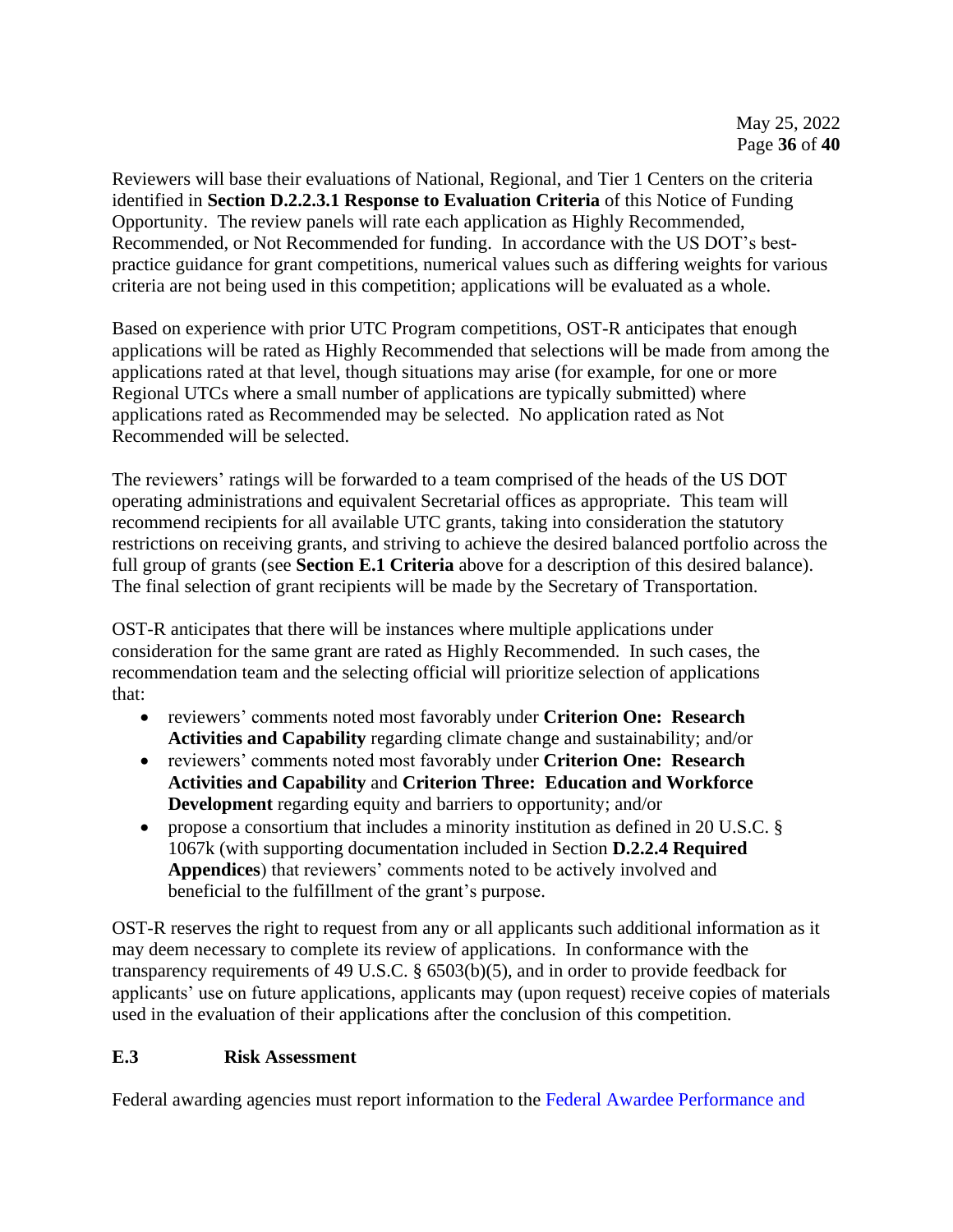Reviewers will base their evaluations of National, Regional, and Tier 1 Centers on the criteria identified in **Section D.2.2.3.1 Response to Evaluation Criteria** of this Notice of Funding Opportunity. The review panels will rate each application as Highly Recommended, Recommended, or Not Recommended for funding. In accordance with the US DOT's best-practice guidance for grant competitions, numerical values such as differing weights for various criteria are not being used in this competition; applications will be evaluated as a whole.

Based on experience with prior UTC Program competitions, OST-R anticipates that enough applications will be rated as Highly Recommended that selections will be made from among the applications rated at that level, though situations may arise (for example, for one or more Regional UTCs where a small number of applications are typically submitted) where applications rated as Recommended may be selected. No application rated as Not Recommended will be selected.

The reviewers' ratings will be forwarded to a team comprised of the heads of the US DOT operating administrations and equivalent Secretarial offices as appropriate. This team will recommend recipients for all available UTC grants, taking into consideration the statutory restrictions on receiving grants, and striving to achieve the desired balanced portfolio across the full group of grants (see **Section E.1 Criteria** above for a description of this desired balance). The final selection of grant recipients will be made by the Secretary of Transportation.

OST-R anticipates that there will be instances where multiple applications under consideration for the same grant are rated as Highly Recommended. In such cases, the recommendation team and the selecting official will prioritize selection of applications that:

- reviewers' comments noted most favorably under **Criterion One: Research Activities and Capability** regarding climate change and sustainability; and/or
- reviewers' comments noted most favorably under **Criterion One: Research Activities and Capability** and **Criterion Three: Education and Workforce Development** regarding equity and barriers to opportunity; and/or
- propose a consortium that includes a minority institution as defined in 20 U.S.C. § 1067k (with supporting documentation included in Section **D.2.2.4 Required Appendices**) that reviewers' comments noted to be actively involved and beneficial to the fulfillment of the grant's purpose.

OST-R reserves the right to request from any or all applicants such additional information as it may deem necessary to complete its review of applications. In conformance with the transparency requirements of 49 U.S.C. § 6503(b)(5), and in order to provide feedback for applicants' use on future applications, applicants may (upon request) receive copies of materials used in the evaluation of their applications after the conclusion of this competition.

## E.3 Risk Assessment

Federal awarding agencies must report information to the Federal Awardee Performance and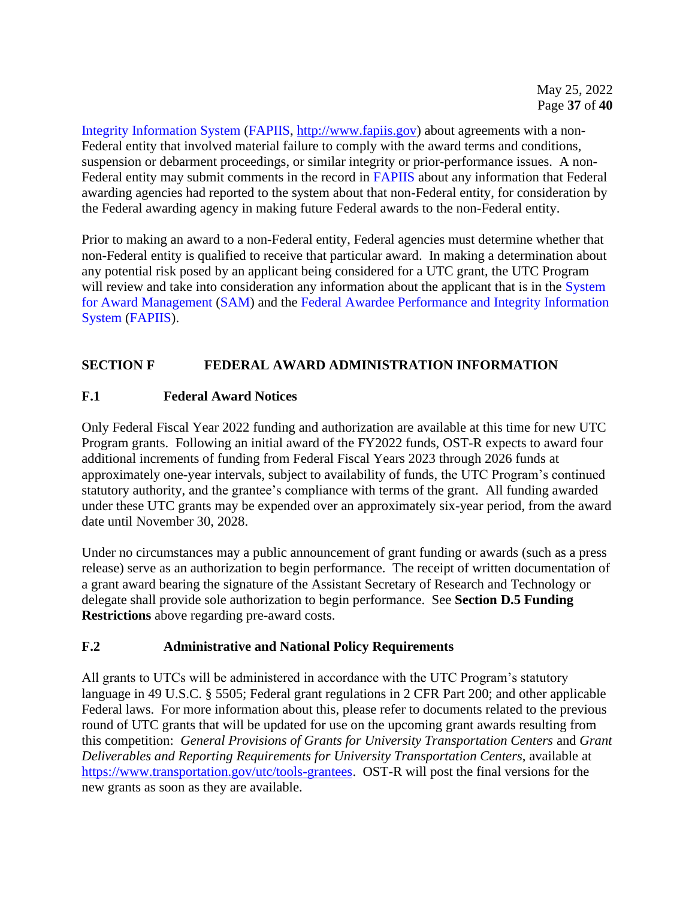Integrity Information System (FAPIIS, http://www.fapiis.gov) about agreements with a non-Federal entity that involved material failure to comply with the award terms and conditions, suspension or debarment proceedings, or similar integrity or prior-performance issues. A non-Federal entity may submit comments in the record in FAPIIS about any information that Federal awarding agencies had reported to the system about that non-Federal entity, for consideration by the Federal awarding agency in making future Federal awards to the non-Federal entity.

Prior to making an award to a non-Federal entity, Federal agencies must determine whether that non-Federal entity is qualified to receive that particular award. In making a determination about any potential risk posed by an applicant being considered for a UTC grant, the UTC Program will review and take into consideration any information about the applicant that is in the System for Award Management (SAM) and the Federal Awardee Performance and Integrity Information System (FAPIIS).

## SECTION F FEDERAL AWARD ADMINISTRATION INFORMATION

### F.1 Federal Award Notices

Only Federal Fiscal Year 2022 funding and authorization are available at this time for new UTC Program grants. Following an initial award of the FY2022 funds, OST-R expects to award four additional increments of funding from Federal Fiscal Years 2023 through 2026 funds at approximately one-year intervals, subject to availability of funds, the UTC Program's continued statutory authority, and the grantee's compliance with terms of the grant. All funding awarded under these UTC grants may be expended over an approximately six-year period, from the award date until November 30, 2028.

Under no circumstances may a public announcement of grant funding or awards (such as a press release) serve as an authorization to begin performance. The receipt of written documentation of a grant award bearing the signature of the Assistant Secretary of Research and Technology or delegate shall provide sole authorization to begin performance. See **Section D.5 Funding Restrictions** above regarding pre-award costs.

### F.2 Administrative and National Policy Requirements

All grants to UTCs will be administered in accordance with the UTC Program's statutory language in 49 U.S.C. § 5505; Federal grant regulations in 2 CFR Part 200; and other applicable Federal laws. For more information about this, please refer to documents related to the previous round of UTC grants that will be updated for use on the upcoming grant awards resulting from this competition: *General Provisions of Grants for University Transportation Centers* and *Grant Deliverables and Reporting Requirements for University Transportation Centers*, available at https://www.transportation.gov/utc/tools-grantees. OST-R will post the final versions for the new grants as soon as they are available.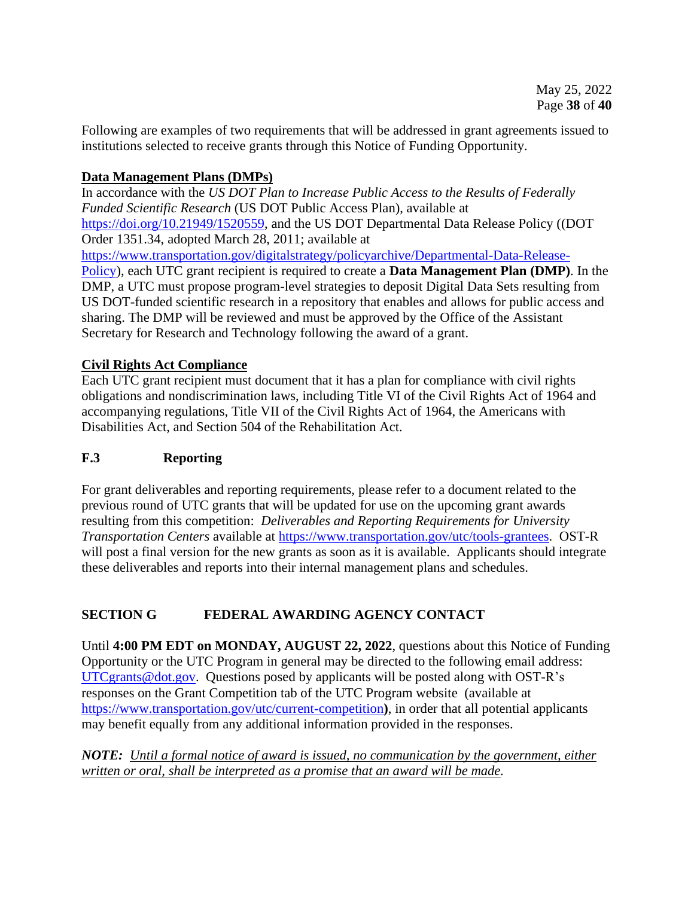Following are examples of two requirements that will be addressed in grant agreements issued to institutions selected to receive grants through this Notice of Funding Opportunity.

**Data Management Plans (DMPs)**

In accordance with the *US DOT Plan to Increase Public Access to the Results of Federally Funded Scientific Research* (US DOT Public Access Plan), available at https://doi.org/10.21949/1520559, and the US DOT Departmental Data Release Policy ((DOT Order 1351.34, adopted March 28, 2011; available at https://www.transportation.gov/digitalstrategy/policyarchive/Departmental-Data-Release-Policy), each UTC grant recipient is required to create a **Data Management Plan (DMP)**. In the DMP, a UTC must propose program-level strategies to deposit Digital Data Sets resulting from US DOT-funded scientific research in a repository that enables and allows for public access and sharing. The DMP will be reviewed and must be approved by the Office of the Assistant Secretary for Research and Technology following the award of a grant.

**Civil Rights Act Compliance**

Each UTC grant recipient must document that it has a plan for compliance with civil rights obligations and nondiscrimination laws, including Title VI of the Civil Rights Act of 1964 and accompanying regulations, Title VII of the Civil Rights Act of 1964, the Americans with Disabilities Act, and Section 504 of the Rehabilitation Act.

### F.3 Reporting

For grant deliverables and reporting requirements, please refer to a document related to the previous round of UTC grants that will be updated for use on the upcoming grant awards resulting from this competition: *Deliverables and Reporting Requirements for University Transportation Centers* available at https://www.transportation.gov/utc/tools-grantees. OST-R will post a final version for the new grants as soon as it is available. Applicants should integrate these deliverables and reports into their internal management plans and schedules.

## SECTION G FEDERAL AWARDING AGENCY CONTACT

Until **4:00 PM EDT on MONDAY, AUGUST 22, 2022**, questions about this Notice of Funding Opportunity or the UTC Program in general may be directed to the following email address: UTCgrants@dot.gov. Questions posed by applicants will be posted along with OST-R's responses on the Grant Competition tab of the UTC Program website (available at https://www.transportation.gov/utc/current-competition**)**, in order that all potential applicants may benefit equally from any additional information provided in the responses.

***NOTE:*** *Until a formal notice of award is issued, no communication by the government, either written or oral, shall be interpreted as a promise that an award will be made.*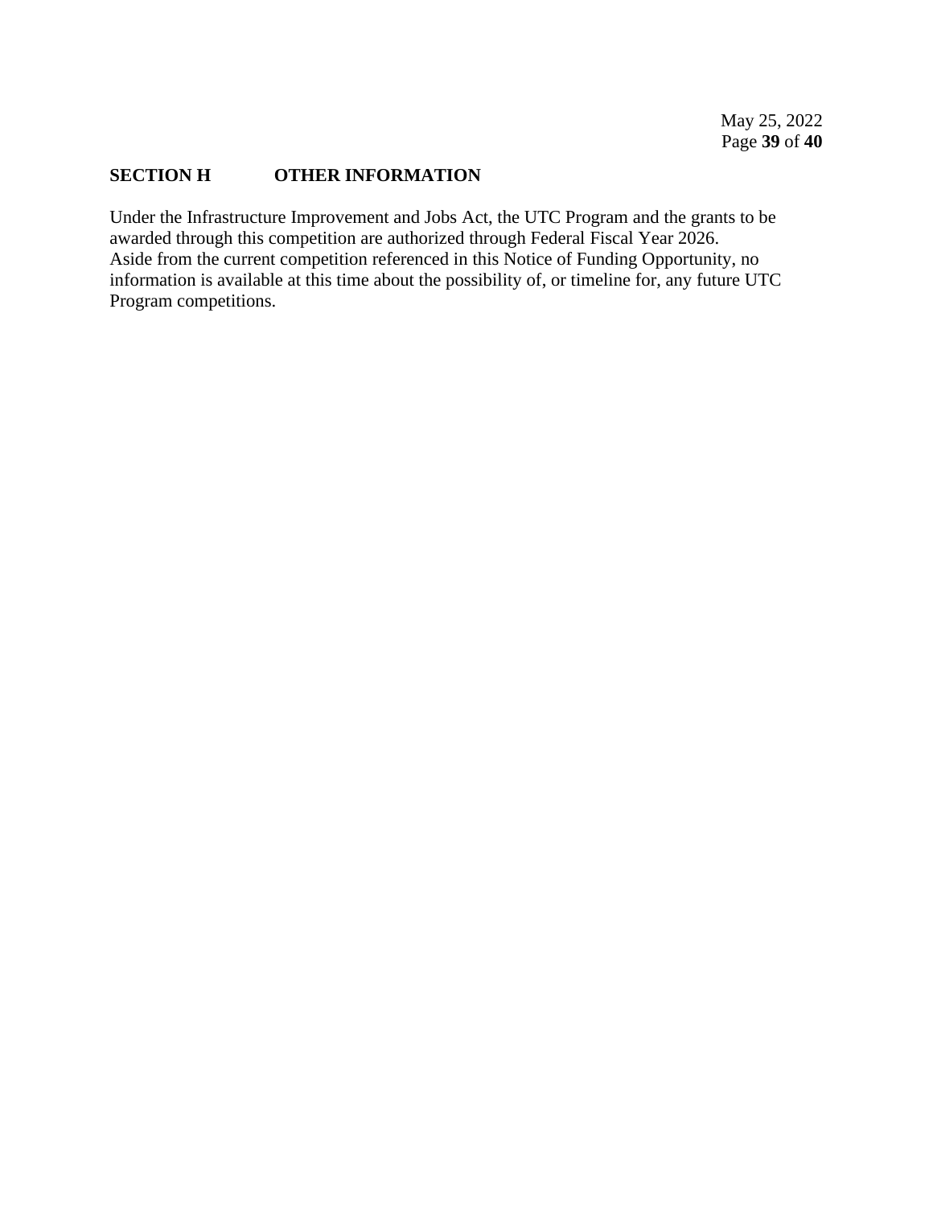## SECTION H OTHER INFORMATION

Under the Infrastructure Improvement and Jobs Act, the UTC Program and the grants to be awarded through this competition are authorized through Federal Fiscal Year 2026. Aside from the current competition referenced in this Notice of Funding Opportunity, no information is available at this time about the possibility of, or timeline for, any future UTC Program competitions.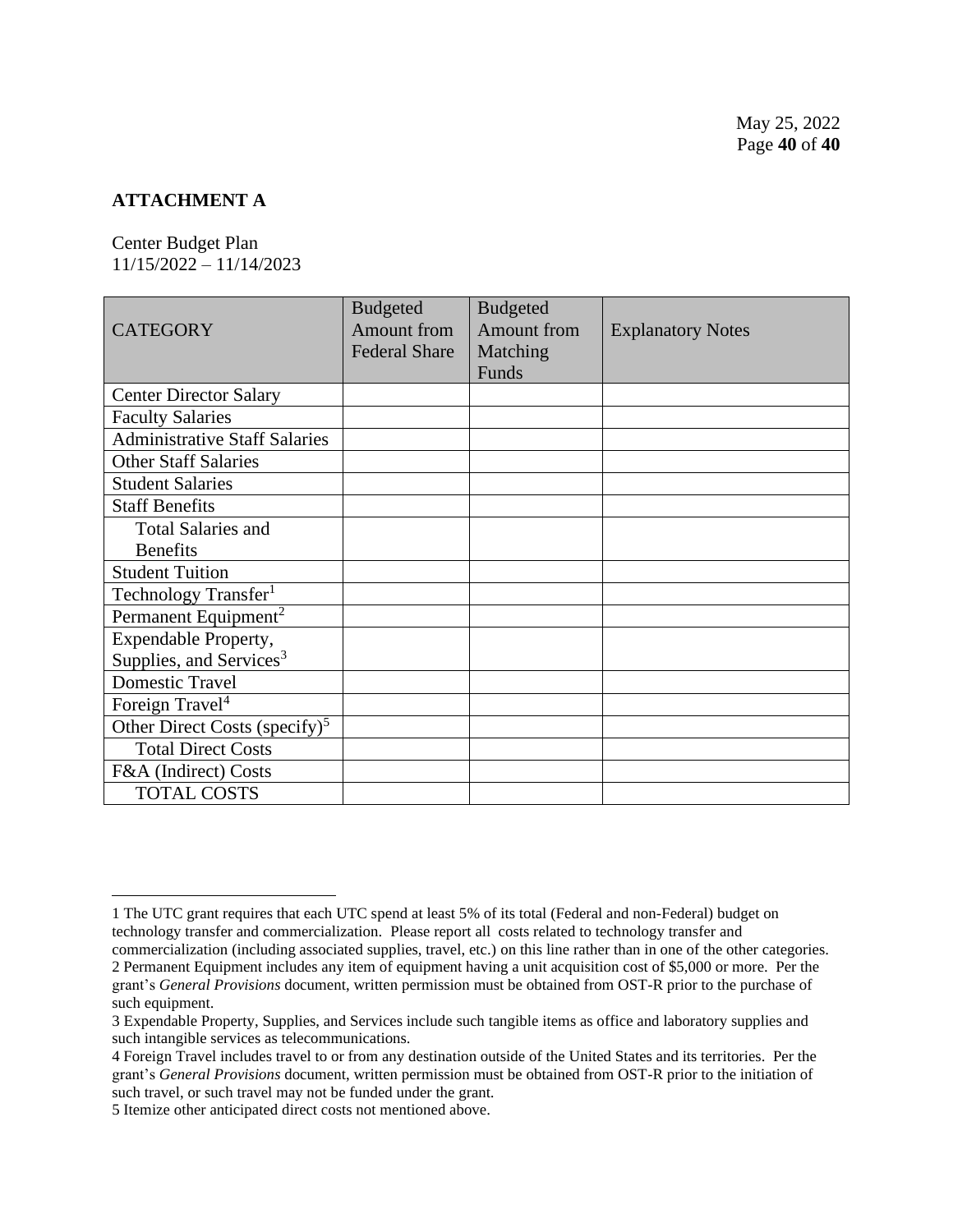## ATTACHMENT A

Center Budget Plan
11/15/2022 – 11/14/2023

| CATEGORY | Budgeted Amount from Federal Share | Budgeted Amount from Matching Funds | Explanatory Notes |
|---|---|---|---|
| Center Director Salary | | | |
| Faculty Salaries | | | |
| Administrative Staff Salaries | | | |
| Other Staff Salaries | | | |
| Student Salaries | | | |
| Staff Benefits | | | |
| Total Salaries and Benefits | | | |
| Student Tuition | | | |
| Technology Transfer[1] | | | |
| Permanent Equipment[2] | | | |
| Expendable Property, Supplies, and Services[3] | | | |
| Domestic Travel | | | |
| Foreign Travel[4] | | | |
| Other Direct Costs (specify)[5] | | | |
| Total Direct Costs | | | |
| F&A (Indirect) Costs | | | |
| TOTAL COSTS | | | |

1 The UTC grant requires that each UTC spend at least 5% of its total (Federal and non-Federal) budget on technology transfer and commercialization. Please report all costs related to technology transfer and commercialization (including associated supplies, travel, etc.) on this line rather than in one of the other categories.

2 Permanent Equipment includes any item of equipment having a unit acquisition cost of $5,000 or more. Per the grant's *General Provisions* document, written permission must be obtained from OST-R prior to the purchase of such equipment.

3 Expendable Property, Supplies, and Services include such tangible items as office and laboratory supplies and such intangible services as telecommunications.

4 Foreign Travel includes travel to or from any destination outside of the United States and its territories. Per the grant's *General Provisions* document, written permission must be obtained from OST-R prior to the initiation of such travel, or such travel may not be funded under the grant.

5 Itemize other anticipated direct costs not mentioned above.